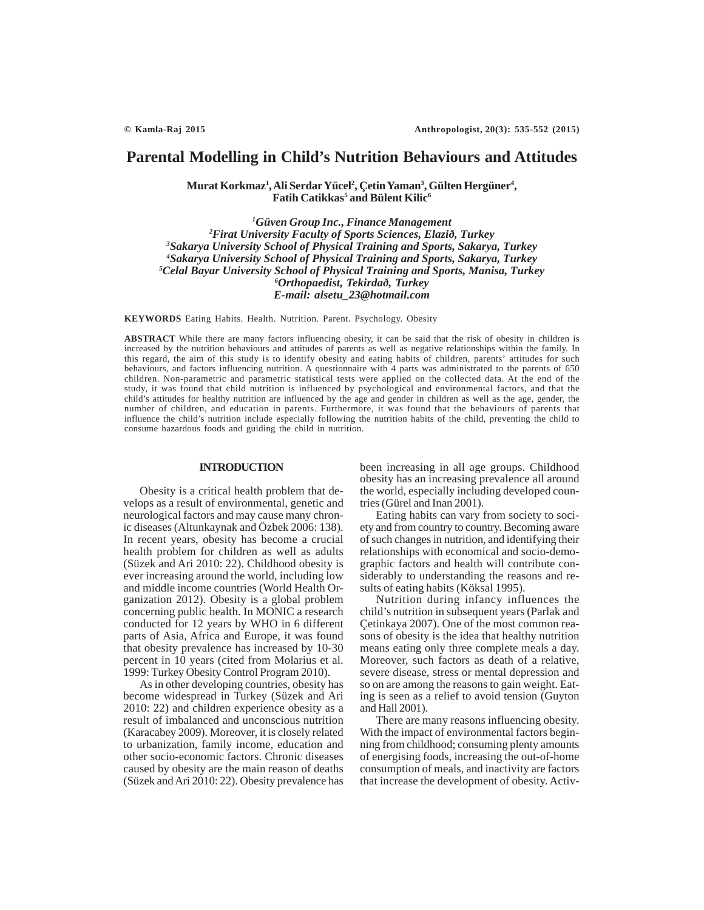# Parental Modelling in Child's Nutrition Behaviours and Attitudes

**Murat Korkmaz[1], Ali Serdar Yücel[2], Çetin Yaman[3], Gülten Hergüner[4], Fatih Catikkas[5] and Bülent Kilic[6]**

*[1]Güven Group Inc., Finance Management*
*[2]Firat University Faculty of Sports Sciences, Elazið, Turkey*
*[3]Sakarya University School of Physical Training and Sports, Sakarya, Turkey*
*[4]Sakarya University School of Physical Training and Sports, Sakarya, Turkey*
*[5]Celal Bayar University School of Physical Training and Sports, Manisa, Turkey*
*[6]Orthopaedist, Tekirdað, Turkey*
*E-mail: alsetu_23@hotmail.com*

**KEYWORDS** Eating Habits. Health. Nutrition. Parent. Psychology. Obesity

**ABSTRACT** While there are many factors influencing obesity, it can be said that the risk of obesity in children is increased by the nutrition behaviours and attitudes of parents as well as negative relationships within the family. In this regard, the aim of this study is to identify obesity and eating habits of children, parents' attitudes for such behaviours, and factors influencing nutrition. A questionnaire with 4 parts was administrated to the parents of 650 children. Non-parametric and parametric statistical tests were applied on the collected data. At the end of the study, it was found that child nutrition is influenced by psychological and environmental factors, and that the child's attitudes for healthy nutrition are influenced by the age and gender in children as well as the age, gender, the number of children, and education in parents. Furthermore, it was found that the behaviours of parents that influence the child's nutrition include especially following the nutrition habits of the child, preventing the child to consume hazardous foods and guiding the child in nutrition.

## INTRODUCTION

Obesity is a critical health problem that develops as a result of environmental, genetic and neurological factors and may cause many chronic diseases (Altunkaynak and Özbek 2006: 138). In recent years, obesity has become a crucial health problem for children as well as adults (Süzek and Ari 2010: 22). Childhood obesity is ever increasing around the world, including low and middle income countries (World Health Organization 2012). Obesity is a global problem concerning public health. In MONIC a research conducted for 12 years by WHO in 6 different parts of Asia, Africa and Europe, it was found that obesity prevalence has increased by 10-30 percent in 10 years (cited from Molarius et al. 1999: Turkey Obesity Control Program 2010).

As in other developing countries, obesity has become widespread in Turkey (Süzek and Ari 2010: 22) and children experience obesity as a result of imbalanced and unconscious nutrition (Karacabey 2009). Moreover, it is closely related to urbanization, family income, education and other socio-economic factors. Chronic diseases caused by obesity are the main reason of deaths (Süzek and Ari 2010: 22). Obesity prevalence has been increasing in all age groups. Childhood obesity has an increasing prevalence all around the world, especially including developed countries (Gürel and Inan 2001).

Eating habits can vary from society to society and from country to country. Becoming aware of such changes in nutrition, and identifying their relationships with economical and socio-demographic factors and health will contribute considerably to understanding the reasons and results of eating habits (Köksal 1995).

Nutrition during infancy influences the child's nutrition in subsequent years (Parlak and Çetinkaya 2007). One of the most common reasons of obesity is the idea that healthy nutrition means eating only three complete meals a day. Moreover, such factors as death of a relative, severe disease, stress or mental depression and so on are among the reasons to gain weight. Eating is seen as a relief to avoid tension (Guyton and Hall 2001).

There are many reasons influencing obesity. With the impact of environmental factors beginning from childhood; consuming plenty amounts of energising foods, increasing the out-of-home consumption of meals, and inactivity are factors that increase the development of obesity. Activ-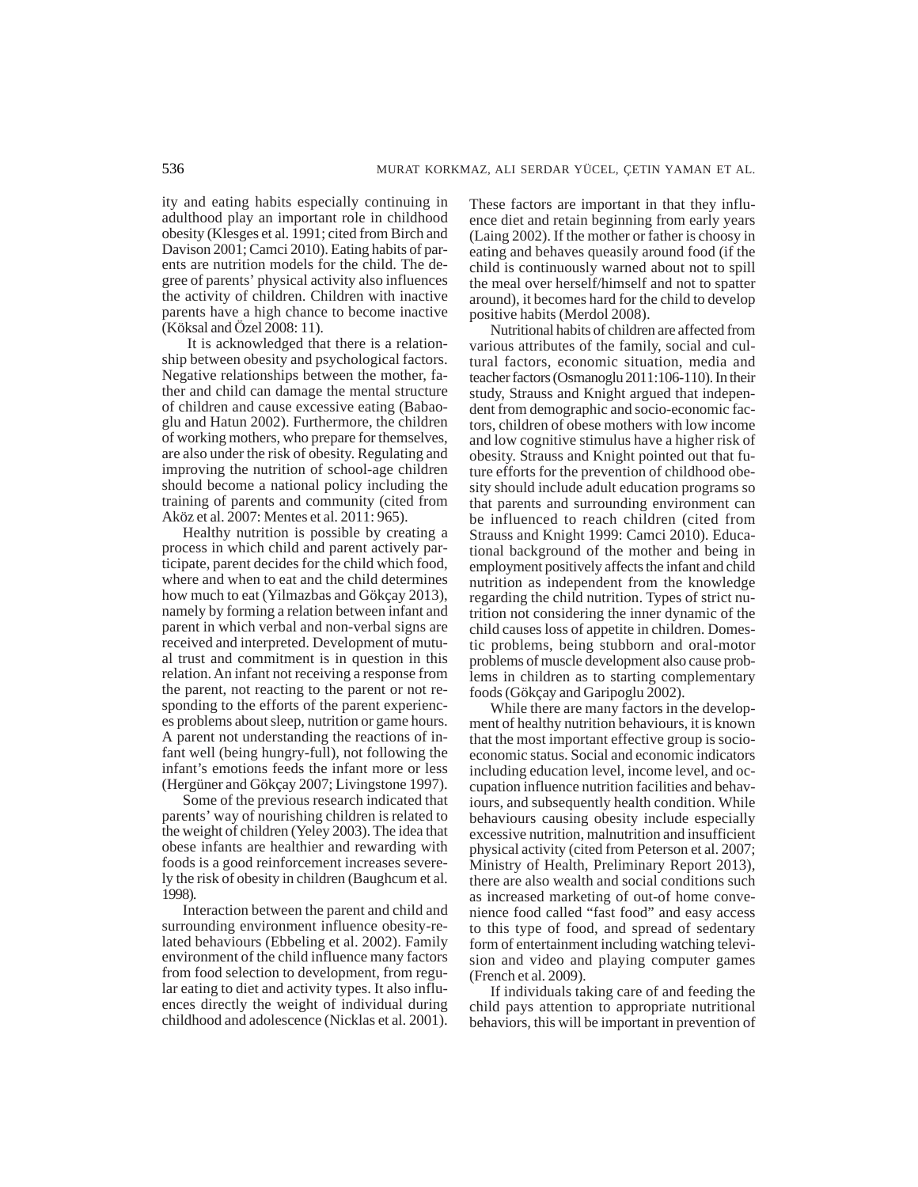ity and eating habits especially continuing in adulthood play an important role in childhood obesity (Klesges et al. 1991; cited from Birch and Davison 2001; Camci 2010). Eating habits of parents are nutrition models for the child. The degree of parents' physical activity also influences the activity of children. Children with inactive parents have a high chance to become inactive (Köksal and Özel 2008: 11).

It is acknowledged that there is a relationship between obesity and psychological factors. Negative relationships between the mother, father and child can damage the mental structure of children and cause excessive eating (Babaoglu and Hatun 2002). Furthermore, the children of working mothers, who prepare for themselves, are also under the risk of obesity. Regulating and improving the nutrition of school-age children should become a national policy including the training of parents and community (cited from Aköz et al. 2007: Mentes et al. 2011: 965).

Healthy nutrition is possible by creating a process in which child and parent actively participate, parent decides for the child which food, where and when to eat and the child determines how much to eat (Yilmazbas and Gökçay 2013), namely by forming a relation between infant and parent in which verbal and non-verbal signs are received and interpreted. Development of mutual trust and commitment is in question in this relation. An infant not receiving a response from the parent, not reacting to the parent or not responding to the efforts of the parent experiences problems about sleep, nutrition or game hours. A parent not understanding the reactions of infant well (being hungry-full), not following the infant's emotions feeds the infant more or less (Hergüner and Gökçay 2007; Livingstone 1997).

Some of the previous research indicated that parents' way of nourishing children is related to the weight of children (Yeley 2003). The idea that obese infants are healthier and rewarding with foods is a good reinforcement increases severely the risk of obesity in children (Baughcum et al. 1998).

Interaction between the parent and child and surrounding environment influence obesity-related behaviours (Ebbeling et al. 2002). Family environment of the child influence many factors from food selection to development, from regular eating to diet and activity types. It also influences directly the weight of individual during childhood and adolescence (Nicklas et al. 2001). These factors are important in that they influence diet and retain beginning from early years (Laing 2002). If the mother or father is choosy in eating and behaves queasily around food (if the child is continuously warned about not to spill the meal over herself/himself and not to spatter around), it becomes hard for the child to develop positive habits (Merdol 2008).

Nutritional habits of children are affected from various attributes of the family, social and cultural factors, economic situation, media and teacher factors (Osmanoglu 2011:106-110). In their study, Strauss and Knight argued that independent from demographic and socio-economic factors, children of obese mothers with low income and low cognitive stimulus have a higher risk of obesity. Strauss and Knight pointed out that future efforts for the prevention of childhood obesity should include adult education programs so that parents and surrounding environment can be influenced to reach children (cited from Strauss and Knight 1999: Camci 2010). Educational background of the mother and being in employment positively affects the infant and child nutrition as independent from the knowledge regarding the child nutrition. Types of strict nutrition not considering the inner dynamic of the child causes loss of appetite in children. Domestic problems, being stubborn and oral-motor problems of muscle development also cause problems in children as to starting complementary foods (Gökçay and Garipoglu 2002).

While there are many factors in the development of healthy nutrition behaviours, it is known that the most important effective group is socio-economic status. Social and economic indicators including education level, income level, and occupation influence nutrition facilities and behaviours, and subsequently health condition. While behaviours causing obesity include especially excessive nutrition, malnutrition and insufficient physical activity (cited from Peterson et al. 2007; Ministry of Health, Preliminary Report 2013), there are also wealth and social conditions such as increased marketing of out-of home convenience food called "fast food" and easy access to this type of food, and spread of sedentary form of entertainment including watching television and video and playing computer games (French et al. 2009).

If individuals taking care of and feeding the child pays attention to appropriate nutritional behaviors, this will be important in prevention of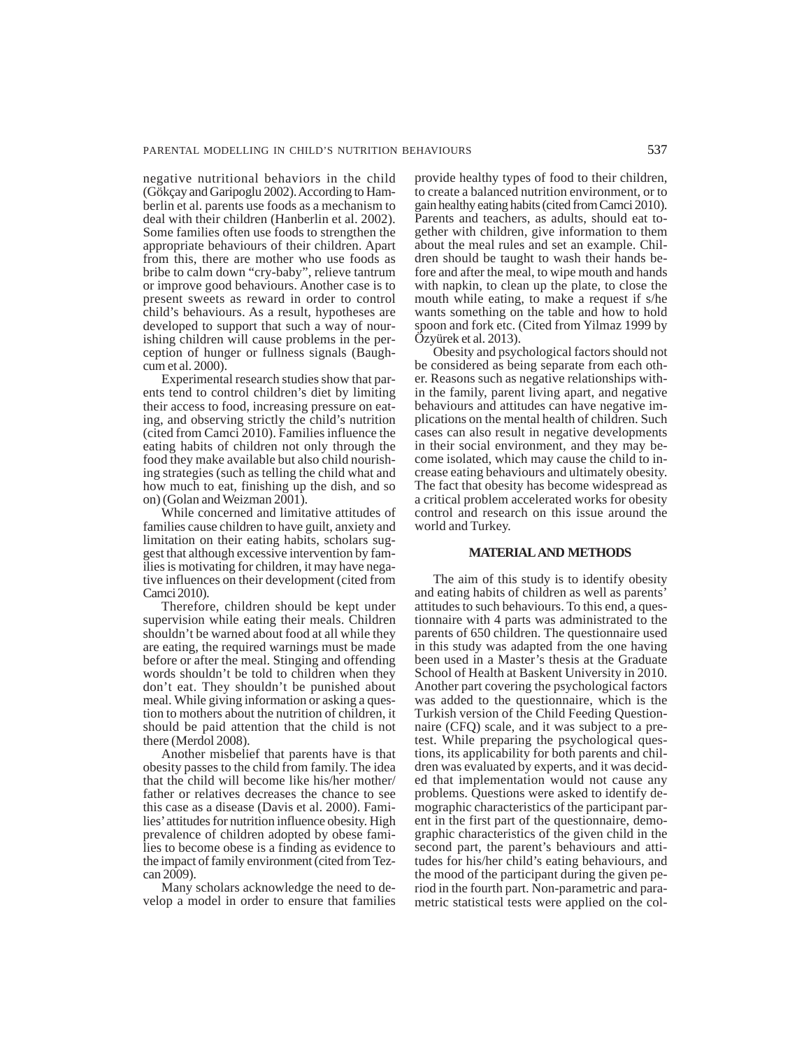negative nutritional behaviors in the child (Gökçay and Garipoglu 2002). According to Hamberlin et al. parents use foods as a mechanism to deal with their children (Hanberlin et al. 2002). Some families often use foods to strengthen the appropriate behaviours of their children. Apart from this, there are mother who use foods as bribe to calm down "cry-baby", relieve tantrum or improve good behaviours. Another case is to present sweets as reward in order to control child's behaviours. As a result, hypotheses are developed to support that such a way of nourishing children will cause problems in the perception of hunger or fullness signals (Baughcum et al. 2000).

Experimental research studies show that parents tend to control children's diet by limiting their access to food, increasing pressure on eating, and observing strictly the child's nutrition (cited from Camci 2010). Families influence the eating habits of children not only through the food they make available but also child nourishing strategies (such as telling the child what and how much to eat, finishing up the dish, and so on) (Golan and Weizman 2001).

While concerned and limitative attitudes of families cause children to have guilt, anxiety and limitation on their eating habits, scholars suggest that although excessive intervention by families is motivating for children, it may have negative influences on their development (cited from Camci 2010).

Therefore, children should be kept under supervision while eating their meals. Children shouldn't be warned about food at all while they are eating, the required warnings must be made before or after the meal. Stinging and offending words shouldn't be told to children when they don't eat. They shouldn't be punished about meal. While giving information or asking a question to mothers about the nutrition of children, it should be paid attention that the child is not there (Merdol 2008).

Another misbelief that parents have is that obesity passes to the child from family. The idea that the child will become like his/her mother/father or relatives decreases the chance to see this case as a disease (Davis et al. 2000). Families' attitudes for nutrition influence obesity. High prevalence of children adopted by obese families to become obese is a finding as evidence to the impact of family environment (cited from Tezcan 2009).

Many scholars acknowledge the need to develop a model in order to ensure that families provide healthy types of food to their children, to create a balanced nutrition environment, or to gain healthy eating habits (cited from Camci 2010). Parents and teachers, as adults, should eat together with children, give information to them about the meal rules and set an example. Children should be taught to wash their hands before and after the meal, to wipe mouth and hands with napkin, to clean up the plate, to close the mouth while eating, to make a request if s/he wants something on the table and how to hold spoon and fork etc. (Cited from Yilmaz 1999 by Özyürek et al. 2013).

Obesity and psychological factors should not be considered as being separate from each other. Reasons such as negative relationships within the family, parent living apart, and negative behaviours and attitudes can have negative implications on the mental health of children. Such cases can also result in negative developments in their social environment, and they may become isolated, which may cause the child to increase eating behaviours and ultimately obesity. The fact that obesity has become widespread as a critical problem accelerated works for obesity control and research on this issue around the world and Turkey.

## MATERIAL AND METHODS

The aim of this study is to identify obesity and eating habits of children as well as parents' attitudes to such behaviours. To this end, a questionnaire with 4 parts was administrated to the parents of 650 children. The questionnaire used in this study was adapted from the one having been used in a Master's thesis at the Graduate School of Health at Baskent University in 2010. Another part covering the psychological factors was added to the questionnaire, which is the Turkish version of the Child Feeding Questionnaire (CFQ) scale, and it was subject to a pretest. While preparing the psychological questions, its applicability for both parents and children was evaluated by experts, and it was decided that implementation would not cause any problems. Questions were asked to identify demographic characteristics of the participant parent in the first part of the questionnaire, demographic characteristics of the given child in the second part, the parent's behaviours and attitudes for his/her child's eating behaviours, and the mood of the participant during the given period in the fourth part. Non-parametric and parametric statistical tests were applied on the col-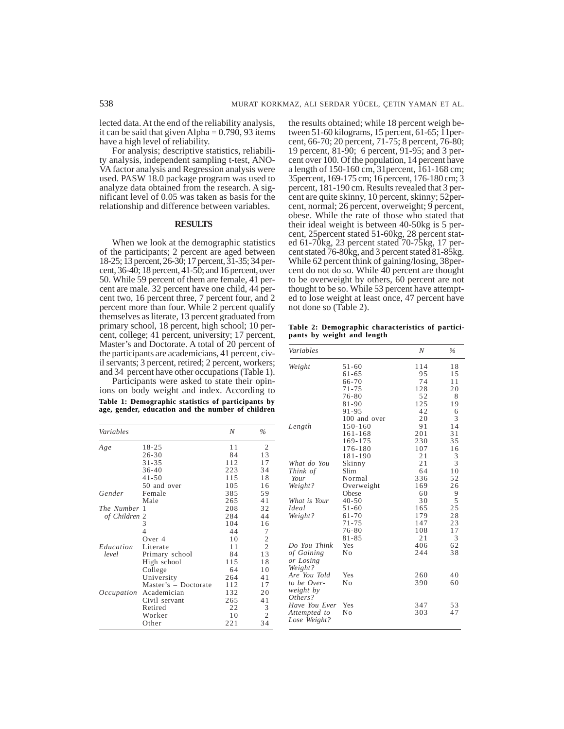lected data. At the end of the reliability analysis, it can be said that given Alpha = 0.790, 93 items have a high level of reliability.

For analysis; descriptive statistics, reliability analysis, independent sampling t-test, ANOVA factor analysis and Regression analysis were used. PASW 18.0 package program was used to analyze data obtained from the research. A significant level of 0.05 was taken as basis for the relationship and difference between variables.

## RESULTS

When we look at the demographic statistics of the participants; 2 percent are aged between 18-25; 13 percent, 26-30; 17 percent, 31-35; 34 percent, 36-40; 18 percent, 41-50; and 16 percent, over 50. While 59 percent of them are female, 41 percent are male. 32 percent have one child, 44 percent two, 16 percent three, 7 percent four, and 2 percent more than four. While 2 percent qualify themselves as literate, 13 percent graduated from primary school, 18 percent, high school; 10 percent, college; 41 percent, university; 17 percent, Master's and Doctorate. A total of 20 percent of the participants are academicians, 41 percent, civil servants; 3 percent, retired; 2 percent, workers; and 34 percent have other occupations (Table 1).

Participants were asked to state their opinions on body weight and index. According to the results obtained; while 18 percent weigh between 51-60 kilograms, 15 percent, 61-65; 11percent, 66-70; 20 percent, 71-75; 8 percent, 76-80; 19 percent, 81-90; 6 percent, 91-95; and 3 percent over 100. Of the population, 14 percent have a length of 150-160 cm, 31percent, 161-168 cm; 35percent, 169-175 cm; 16 percent, 176-180 cm; 3 percent, 181-190 cm. Results revealed that 3 percent are quite skinny, 10 percent, skinny; 52percent, normal; 26 percent, overweight; 9 percent, obese. While the rate of those who stated that their ideal weight is between 40-50kg is 5 percent, 25percent stated 51-60kg, 28 percent stated 61-70kg, 23 percent stated 70-75kg, 17 percent stated 76-80kg, and 3 percent stated 81-85kg. While 62 percent think of gaining/losing, 38percent do not do so. While 40 percent are thought to be overweight by others, 60 percent are not thought to be so. While 53 percent have attempted to lose weight at least once, 47 percent have not done so (Table 2).

**Table 1: Demographic statistics of participants by age, gender, education and the number of children**

| *Variables* | | *N* | *%* |
|---|---|---|---|
| *Age* | 18-25 | 11 | 2 |
| | 26-30 | 84 | 13 |
| | 31-35 | 112 | 17 |
| | 36-40 | 223 | 34 |
| | 41-50 | 115 | 18 |
| | 50 and over | 105 | 16 |
| *Gender* | Female | 385 | 59 |
| | Male | 265 | 41 |
| *The Number of Children* | 1 | 208 | 32 |
| | 2 | 284 | 44 |
| | 3 | 104 | 16 |
| | 4 | 44 | 7 |
| | Over 4 | 10 | 2 |
| *Education level* | Literate | 11 | 2 |
| | Primary school | 84 | 13 |
| | High school | 115 | 18 |
| | College | 64 | 10 |
| | University | 264 | 41 |
| | Master's – Doctorate | 112 | 17 |
| *Occupation* | Academician | 132 | 20 |
| | Civil servant | 265 | 41 |
| | Retired | 22 | 3 |
| | Worker | 10 | 2 |
| | Other | 221 | 34 |

**Table 2: Demographic characteristics of participants by weight and length**

| *Variables* | | *N* | *%* |
|---|---|---|---|
| *Weight* | 51-60 | 114 | 18 |
| | 61-65 | 95 | 15 |
| | 66-70 | 74 | 11 |
| | 71-75 | 128 | 20 |
| | 76-80 | 52 | 8 |
| | 81-90 | 125 | 19 |
| | 91-95 | 42 | 6 |
| | 100 and over | 20 | 3 |
| *Length* | 150-160 | 91 | 14 |
| | 161-168 | 201 | 31 |
| | 169-175 | 230 | 35 |
| | 176-180 | 107 | 16 |
| | 181-190 | 21 | 3 |
| *What do You Think of Your Weight?* | Skinny | 21 | 3 |
| | Slim | 64 | 10 |
| | Normal | 336 | 52 |
| | Overweight | 169 | 26 |
| | Obese | 60 | 9 |
| *What is Your Ideal Weight?* | 40-50 | 30 | 5 |
| | 51-60 | 165 | 25 |
| | 61-70 | 179 | 28 |
| | 71-75 | 147 | 23 |
| | 76-80 | 108 | 17 |
| | 81-85 | 21 | 3 |
| *Do You Think of Gaining or Losing Weight?* | Yes | 406 | 62 |
| | No | 244 | 38 |
| *Are You Told to be Overweight by Others?* | Yes | 260 | 40 |
| | No | 390 | 60 |
| *Have You Ever Attempted to Lose Weight?* | Yes | 347 | 53 |
| | No | 303 | 47 |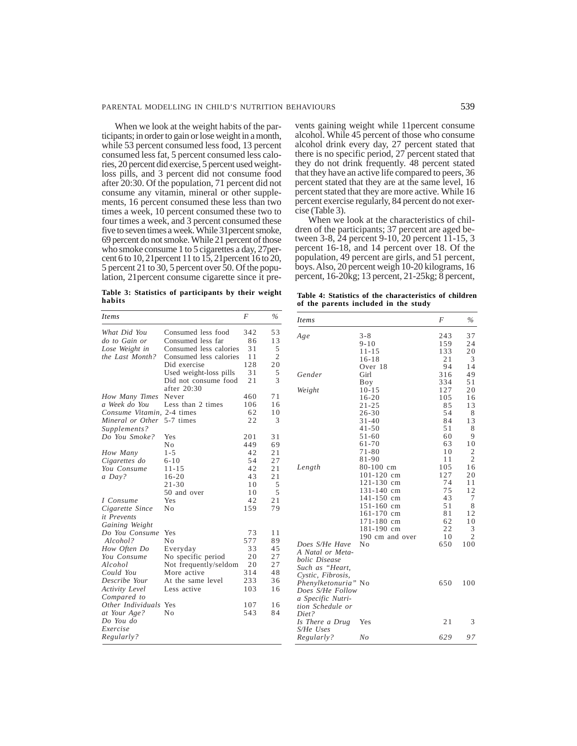When we look at the weight habits of the participants; in order to gain or lose weight in a month, while 53 percent consumed less food, 13 percent consumed less fat, 5 percent consumed less calories, 20 percent did exercise, 5 percent used weight-loss pills, and 3 percent did not consume food after 20:30. Of the population, 71 percent did not consume any vitamin, mineral or other supplements, 16 percent consumed these less than two times a week, 10 percent consumed these two to four times a week, and 3 percent consumed these five to seven times a week. While 31percent smoke, 69 percent do not smoke. While 21 percent of those who smoke consume 1 to 5 cigarettes a day, 27percent 6 to 10, 21percent 11 to 15, 21percent 16 to 20, 5 percent 21 to 30, 5 percent over 50. Of the population, 21percent consume cigarette since it prevents gaining weight while 11percent consume alcohol. While 45 percent of those who consume alcohol drink every day, 27 percent stated that there is no specific period, 27 percent stated that they do not drink frequently. 48 percent stated that they have an active life compared to peers, 36 percent stated that they are at the same level, 16 percent stated that they are more active. While 16 percent exercise regularly, 84 percent do not exercise (Table 3).

When we look at the characteristics of children of the participants; 37 percent are aged between 3-8, 24 percent 9-10, 20 percent 11-15, 3 percent 16-18, and 14 percent over 18. Of the population, 49 percent are girls, and 51 percent, boys. Also, 20 percent weigh 10-20 kilograms, 16 percent, 16-20kg; 13 percent, 21-25kg; 8 percent,

**Table 3: Statistics of participants by their weight habits**

| *Items* | | *F* | *%* |
|---|---|---|---|
| *What Did You do to Gain or Lose Weight in the Last Month?* | Consumed less food | 342 | 53 |
| | Consumed less far | 86 | 13 |
| | Consumed less calories | 31 | 5 |
| | Consumed less calories | 11 | 2 |
| | Did exercise | 128 | 20 |
| | Used weight-loss pills | 31 | 5 |
| | Did not consume food after 20:30 | 21 | 3 |
| *How Many Times a Week do You Consume Vitamin, Mineral or Other Supplements?* | Never | 460 | 71 |
| | Less than 2 times | 106 | 16 |
| | 2-4 times | 62 | 10 |
| | 5-7 times | 22 | 3 |
| *Do You Smoke?* | Yes | 201 | 31 |
| | No | 449 | 69 |
| *How Many Cigarettes do You Consume a Day?* | 1-5 | 42 | 21 |
| | 6-10 | 54 | 27 |
| | 11-15 | 42 | 21 |
| | 16-20 | 43 | 21 |
| | 21-30 | 10 | 5 |
| | 50 and over | 10 | 5 |
| *I Consume Cigarette Since it Prevents Gaining Weight* | Yes | 42 | 21 |
| | No | 159 | 79 |
| *Do You Consume Alcohol?* | Yes | 73 | 11 |
| | No | 577 | 89 |
| *How Often Do You Consume Alcohol* | Everyday | 33 | 45 |
| | No specific period | 20 | 27 |
| | Not frequently/seldom | 20 | 27 |
| *Could You Describe Your Activity Level Compared to Other Individuals at Your Age?* | More active | 314 | 48 |
| | At the same level | 233 | 36 |
| | Less active | 103 | 16 |
| *Do You do Exercise Regularly?* | Yes | 107 | 16 |
| | No | 543 | 84 |

**Table 4: Statistics of the characteristics of children of the parents included in the study**

| *Items* | | *F* | *%* |
|---|---|---|---|
| *Age* | 3-8 | 243 | 37 |
| | 9-10 | 159 | 24 |
| | 11-15 | 133 | 20 |
| | 16-18 | 21 | 3 |
| | Over 18 | 94 | 14 |
| *Gender* | Girl | 316 | 49 |
| | Boy | 334 | 51 |
| *Weight* | 10-15 | 127 | 20 |
| | 16-20 | 105 | 16 |
| | 21-25 | 85 | 13 |
| | 26-30 | 54 | 8 |
| | 31-40 | 84 | 13 |
| | 41-50 | 51 | 8 |
| | 51-60 | 60 | 9 |
| | 61-70 | 63 | 10 |
| | 71-80 | 10 | 2 |
| | 81-90 | 11 | 2 |
| *Length* | 80-100 cm | 105 | 16 |
| | 101-120 cm | 127 | 20 |
| | 121-130 cm | 74 | 11 |
| | 131-140 cm | 75 | 12 |
| | 141-150 cm | 43 | 7 |
| | 151-160 cm | 51 | 8 |
| | 161-170 cm | 81 | 12 |
| | 171-180 cm | 62 | 10 |
| | 181-190 cm | 22 | 3 |
| | 190 cm and over | 10 | 2 |
| *Does S/He Have A Natal or Metabolic Disease Such as "Heart, Cystic, Fibrosis, Phenylketonuria"* | No | 650 | 100 |
| *Does S/He Follow a Specific Nutrition Schedule or Diet?* | No | 650 | 100 |
| *Is There a Drug S/He Uses Regularly?* | Yes | 21 | 3 |
| | *No* | *629* | *97* |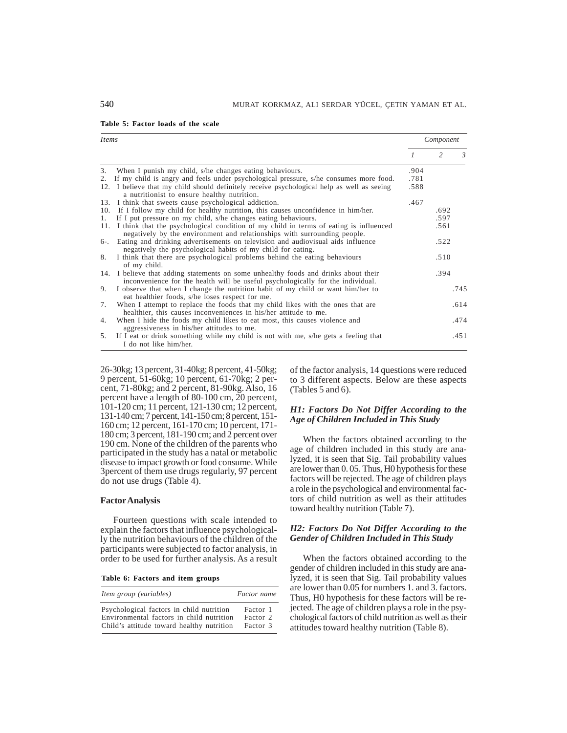**Table 5: Factor loads of the scale**

| *Items* | *Component* | | |
|---|---|---|---|
| | *1* | *2* | *3* |
| 3. When I punish my child, s/he changes eating behaviours. | .904 | | |
| 2. If my child is angry and feels under psychological pressure, s/he consumes more food. | .781 | | |
| 12. I believe that my child should definitely receive psychological help as well as seeing a nutritionist to ensure healthy nutrition. | .588 | | |
| 13. I think that sweets cause psychological addiction. | .467 | | |
| 10. If I follow my child for healthy nutrition, this causes unconfidence in him/her. | | .692 | |
| 1. If I put pressure on my child, s/he changes eating behaviours. | | .597 | |
| 11. I think that the psychological condition of my child in terms of eating is influenced negatively by the environment and relationships with surrounding people. | | .561 | |
| 6-. Eating and drinking advertisements on television and audiovisual aids influence negatively the psychological habits of my child for eating. | | .522 | |
| 8. I think that there are psychological problems behind the eating behaviours of my child. | | .510 | |
| 14. I believe that adding statements on some unhealthy foods and drinks about their inconvenience for the health will be useful psychologically for the individual. | | .394 | |
| 9. I observe that when I change the nutrition habit of my child or want him/her to eat healthier foods, s/he loses respect for me. | | | .745 |
| 7. When I attempt to replace the foods that my child likes with the ones that are healthier, this causes inconveniences in his/her attitude to me. | | | .614 |
| 4. When I hide the foods my child likes to eat most, this causes violence and aggressiveness in his/her attitudes to me. | | | .474 |
| 5. If I eat or drink something while my child is not with me, s/he gets a feeling that I do not like him/her. | | | .451 |

26-30kg; 13 percent, 31-40kg; 8 percent, 41-50kg; 9 percent, 51-60kg; 10 percent, 61-70kg; 2 percent, 71-80kg; and 2 percent, 81-90kg. Also, 16 percent have a length of 80-100 cm, 20 percent, 101-120 cm; 11 percent, 121-130 cm; 12 percent, 131-140 cm; 7 percent, 141-150 cm; 8 percent, 151-160 cm; 12 percent, 161-170 cm; 10 percent, 171-180 cm; 3 percent, 181-190 cm; and 2 percent over 190 cm. None of the children of the parents who participated in the study has a natal or metabolic disease to impact growth or food consume. While 3percent of them use drugs regularly, 97 percent do not use drugs (Table 4).

### Factor Analysis

Fourteen questions with scale intended to explain the factors that influence psychologically the nutrition behaviours of the children of the participants were subjected to factor analysis, in order to be used for further analysis. As a result of the factor analysis, 14 questions were reduced to 3 different aspects. Below are these aspects (Tables 5 and 6).

**Table 6: Factors and item groups**

| *Item group (variables)* | *Factor name* |
|---|---|
| Psychological factors in child nutrition | Factor 1 |
| Environmental factors in child nutrition | Factor 2 |
| Child's attitude toward healthy nutrition | Factor 3 |

### *H1: Factors Do Not Differ According to the Age of Children Included in This Study*

When the factors obtained according to the age of children included in this study are analyzed, it is seen that Sig. Tail probability values are lower than 0. 05. Thus, H0 hypothesis for these factors will be rejected. The age of children plays a role in the psychological and environmental factors of child nutrition as well as their attitudes toward healthy nutrition (Table 7).

### *H2: Factors Do Not Differ According to the Gender of Children Included in This Study*

When the factors obtained according to the gender of children included in this study are analyzed, it is seen that Sig. Tail probability values are lower than 0.05 for numbers 1. and 3. factors. Thus, H0 hypothesis for these factors will be rejected. The age of children plays a role in the psychological factors of child nutrition as well as their attitudes toward healthy nutrition (Table 8).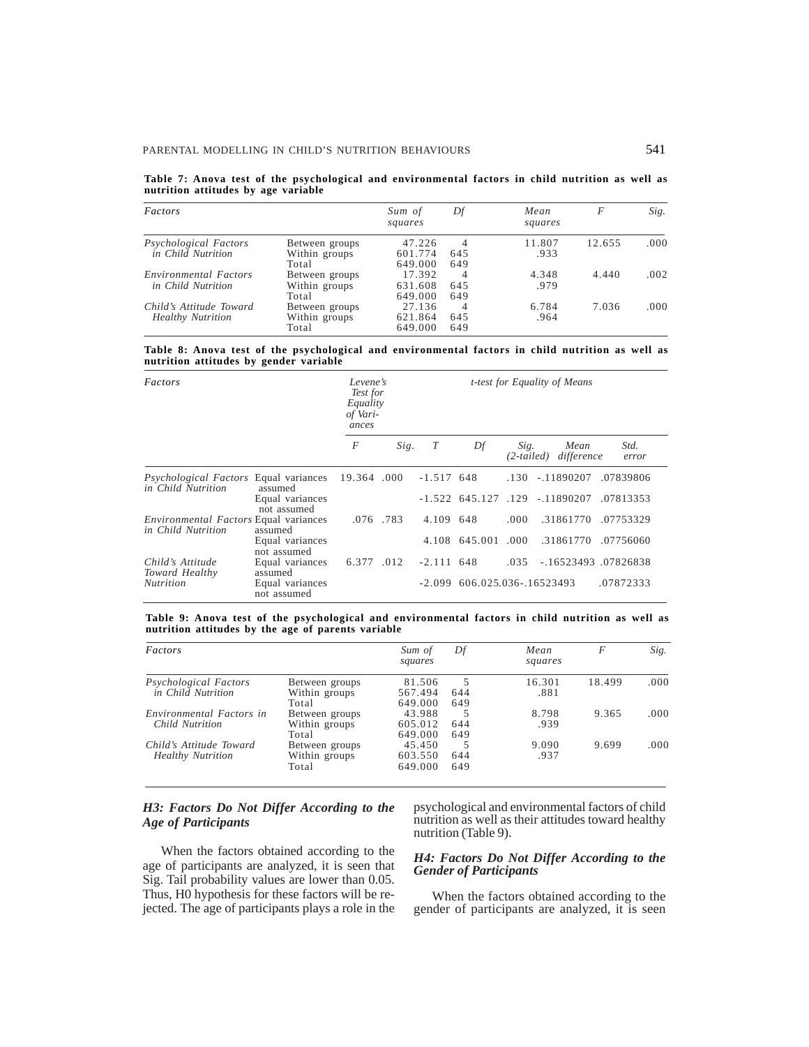**Table 7: Anova test of the psychological and environmental factors in child nutrition as well as nutrition attitudes by age variable**

| *Factors* | | *Sum of squares* | *Df* | *Mean squares* | *F* | *Sig.* |
|---|---|---|---|---|---|---|
| *Psychological Factors in Child Nutrition* | Between groups | 47.226 | 4 | 11.807 | 12.655 | .000 |
| | Within groups | 601.774 | 645 | .933 | | |
| | Total | 649.000 | 649 | | | |
| *Environmental Factors in Child Nutrition* | Between groups | 17.392 | 4 | 4.348 | 4.440 | .002 |
| | Within groups | 631.608 | 645 | .979 | | |
| | Total | 649.000 | 649 | | | |
| *Child's Attitude Toward Healthy Nutrition* | Between groups | 27.136 | 4 | 6.784 | 7.036 | .000 |
| | Within groups | 621.864 | 645 | .964 | | |
| | Total | 649.000 | 649 | | | |

**Table 8: Anova test of the psychological and environmental factors in child nutrition as well as nutrition attitudes by gender variable**

| *Factors* | | *Levene's Test for Equality of Variances* | | *t-test for Equality of Means* | | | | |
|---|---|---|---|---|---|---|---|---|
| | | *F* | *Sig.* | *T* | *Df* | *Sig. (2-tailed)* | *Mean difference* | *Std. error* |
| *Psychological Factors in Child Nutrition* | Equal variances assumed | 19.364 | .000 | -1.517 | 648 | .130 | -.11890207 | .07839806 |
| | Equal variances not assumed | | | -1.522 | 645.127 | .129 | -.11890207 | .07813353 |
| *Environmental Factors in Child Nutrition* | Equal variances assumed | .076 | .783 | 4.109 | 648 | .000 | .31861770 | .07753329 |
| | Equal variances not assumed | | | 4.108 | 645.001 | .000 | .31861770 | .07756060 |
| *Child's Attitude Toward Healthy Nutrition* | Equal variances assumed | 6.377 | .012 | -2.111 | 648 | .035 | -.16523493 | .07826838 |
| | Equal variances not assumed | | | -2.099 | 606.025 | .036 | -.16523493 | .07872333 |

**Table 9: Anova test of the psychological and environmental factors in child nutrition as well as nutrition attitudes by the age of parents variable**

| *Factors* | | *Sum of squares* | *Df* | *Mean squares* | *F* | *Sig.* |
|---|---|---|---|---|---|---|
| *Psychological Factors in Child Nutrition* | Between groups | 81.506 | 5 | 16.301 | 18.499 | .000 |
| | Within groups | 567.494 | 644 | .881 | | |
| | Total | 649.000 | 649 | | | |
| *Environmental Factors in Child Nutrition* | Between groups | 43.988 | 5 | 8.798 | 9.365 | .000 |
| | Within groups | 605.012 | 644 | .939 | | |
| | Total | 649.000 | 649 | | | |
| *Child's Attitude Toward Healthy Nutrition* | Between groups | 45.450 | 5 | 9.090 | 9.699 | .000 |
| | Within groups | 603.550 | 644 | .937 | | |
| | Total | 649.000 | 649 | | | |

### *H3: Factors Do Not Differ According to the Age of Participants*

When the factors obtained according to the age of participants are analyzed, it is seen that Sig. Tail probability values are lower than 0.05. Thus, H0 hypothesis for these factors will be rejected. The age of participants plays a role in the psychological and environmental factors of child nutrition as well as their attitudes toward healthy nutrition (Table 9).

### *H4: Factors Do Not Differ According to the Gender of Participants*

When the factors obtained according to the gender of participants are analyzed, it is seen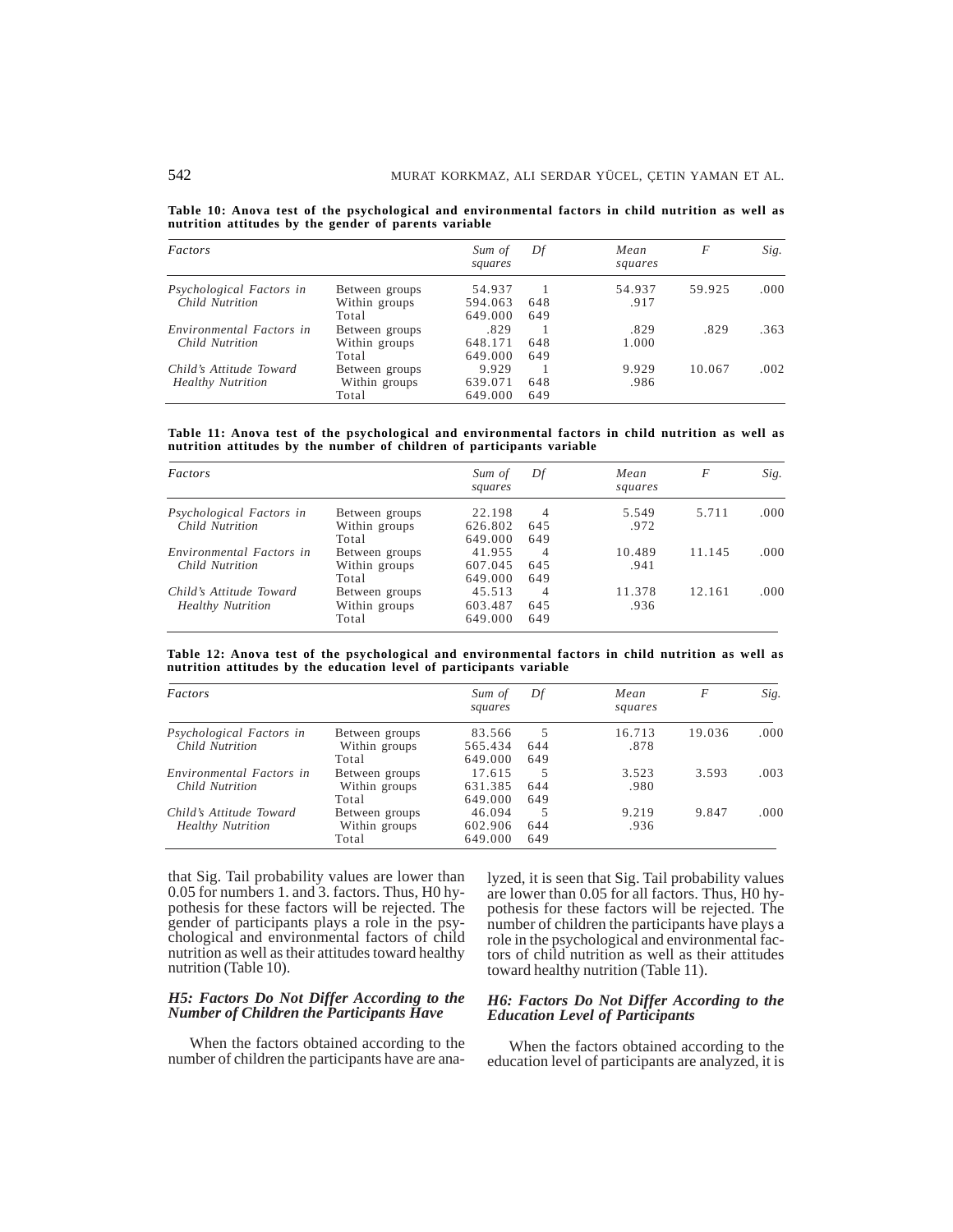**Table 10: Anova test of the psychological and environmental factors in child nutrition as well as nutrition attitudes by the gender of parents variable**

| *Factors* | | *Sum of squares* | *Df* | *Mean squares* | *F* | *Sig.* |
|---|---|---|---|---|---|---|
| *Psychological Factors in Child Nutrition* | Between groups | 54.937 | 1 | 54.937 | 59.925 | .000 |
| | Within groups | 594.063 | 648 | .917 | | |
| | Total | 649.000 | 649 | | | |
| *Environmental Factors in Child Nutrition* | Between groups | .829 | 1 | .829 | .829 | .363 |
| | Within groups | 648.171 | 648 | 1.000 | | |
| | Total | 649.000 | 649 | | | |
| *Child's Attitude Toward Healthy Nutrition* | Between groups | 9.929 | 1 | 9.929 | 10.067 | .002 |
| | Within groups | 639.071 | 648 | .986 | | |
| | Total | 649.000 | 649 | | | |

**Table 11: Anova test of the psychological and environmental factors in child nutrition as well as nutrition attitudes by the number of children of participants variable**

| *Factors* | | *Sum of squares* | *Df* | *Mean squares* | *F* | *Sig.* |
|---|---|---|---|---|---|---|
| *Psychological Factors in Child Nutrition* | Between groups | 22.198 | 4 | 5.549 | 5.711 | .000 |
| | Within groups | 626.802 | 645 | .972 | | |
| | Total | 649.000 | 649 | | | |
| *Environmental Factors in Child Nutrition* | Between groups | 41.955 | 4 | 10.489 | 11.145 | .000 |
| | Within groups | 607.045 | 645 | .941 | | |
| | Total | 649.000 | 649 | | | |
| *Child's Attitude Toward Healthy Nutrition* | Between groups | 45.513 | 4 | 11.378 | 12.161 | .000 |
| | Within groups | 603.487 | 645 | .936 | | |
| | Total | 649.000 | 649 | | | |

**Table 12: Anova test of the psychological and environmental factors in child nutrition as well as nutrition attitudes by the education level of participants variable**

| *Factors* | | *Sum of squares* | *Df* | *Mean squares* | *F* | *Sig.* |
|---|---|---|---|---|---|---|
| *Psychological Factors in Child Nutrition* | Between groups | 83.566 | 5 | 16.713 | 19.036 | .000 |
| | Within groups | 565.434 | 644 | .878 | | |
| | Total | 649.000 | 649 | | | |
| *Environmental Factors in Child Nutrition* | Between groups | 17.615 | 5 | 3.523 | 3.593 | .003 |
| | Within groups | 631.385 | 644 | .980 | | |
| | Total | 649.000 | 649 | | | |
| *Child's Attitude Toward Healthy Nutrition* | Between groups | 46.094 | 5 | 9.219 | 9.847 | .000 |
| | Within groups | 602.906 | 644 | .936 | | |
| | Total | 649.000 | 649 | | | |

that Sig. Tail probability values are lower than 0.05 for numbers 1. and 3. factors. Thus, H0 hypothesis for these factors will be rejected. The gender of participants plays a role in the psychological and environmental factors of child nutrition as well as their attitudes toward healthy nutrition (Table 10).

### *H5: Factors Do Not Differ According to the Number of Children the Participants Have*

When the factors obtained according to the number of children the participants have are analyzed, it is seen that Sig. Tail probability values are lower than 0.05 for all factors. Thus, H0 hypothesis for these factors will be rejected. The number of children the participants have plays a role in the psychological and environmental factors of child nutrition as well as their attitudes toward healthy nutrition (Table 11).

### *H6: Factors Do Not Differ According to the Education Level of Participants*

When the factors obtained according to the education level of participants are analyzed, it is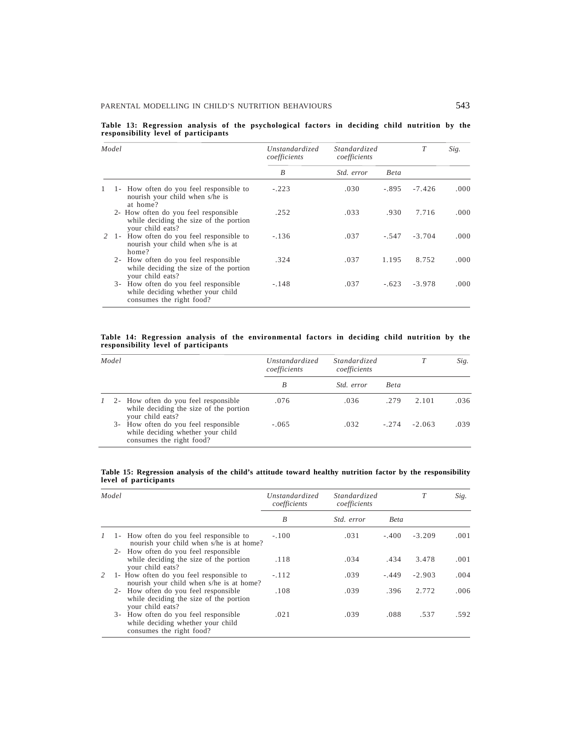**Table 13: Regression analysis of the psychological factors in deciding child nutrition by the responsibility level of participants**

| *Model* | | *Unstandardized coefficients* | *Standardized coefficients* | | *T* | *Sig.* |
|---|---|---|---|---|---|---|
| | | *B* | *Std. error* | *Beta* | | |
| 1 | 1- How often do you feel responsible to nourish your child when s/he is at home? | -.223 | .030 | -.895 | -7.426 | .000 |
| | 2- How often do you feel responsible while deciding the size of the portion your child eats? | .252 | .033 | .930 | 7.716 | .000 |
| *2* | 1- How often do you feel responsible to nourish your child when s/he is at home? | -.136 | .037 | -.547 | -3.704 | .000 |
| | 2- How often do you feel responsible while deciding the size of the portion your child eats? | .324 | .037 | 1.195 | 8.752 | .000 |
| | 3- How often do you feel responsible while deciding whether your child consumes the right food? | -.148 | .037 | -.623 | -3.978 | .000 |

**Table 14: Regression analysis of the environmental factors in deciding child nutrition by the responsibility level of participants**

| *Model* | | *Unstandardized coefficients* | *Standardized coefficients* | | *T* | *Sig.* |
|---|---|---|---|---|---|---|
| | | *B* | *Std. error* | *Beta* | | |
| *1* | 2- How often do you feel responsible while deciding the size of the portion your child eats? | .076 | .036 | .279 | 2.101 | .036 |
| | 3- How often do you feel responsible while deciding whether your child consumes the right food? | -.065 | .032 | -.274 | -2.063 | .039 |

**Table 15: Regression analysis of the child's attitude toward healthy nutrition factor by the responsibility level of participants**

| *Model* | | *Unstandardized coefficients* | *Standardized coefficients* | | *T* | *Sig.* |
|---|---|---|---|---|---|---|
| | | *B* | *Std. error* | *Beta* | | |
| *1* | 1- How often do you feel responsible to nourish your child when s/he is at home? | -.100 | .031 | -.400 | -3.209 | .001 |
| | 2- How often do you feel responsible while deciding the size of the portion your child eats? | .118 | .034 | .434 | 3.478 | .001 |
| *2* | 1- How often do you feel responsible to nourish your child when s/he is at home? | -.112 | .039 | -.449 | -2.903 | .004 |
| | 2- How often do you feel responsible while deciding the size of the portion your child eats? | .108 | .039 | .396 | 2.772 | .006 |
| | 3- How often do you feel responsible while deciding whether your child consumes the right food? | .021 | .039 | .088 | .537 | .592 |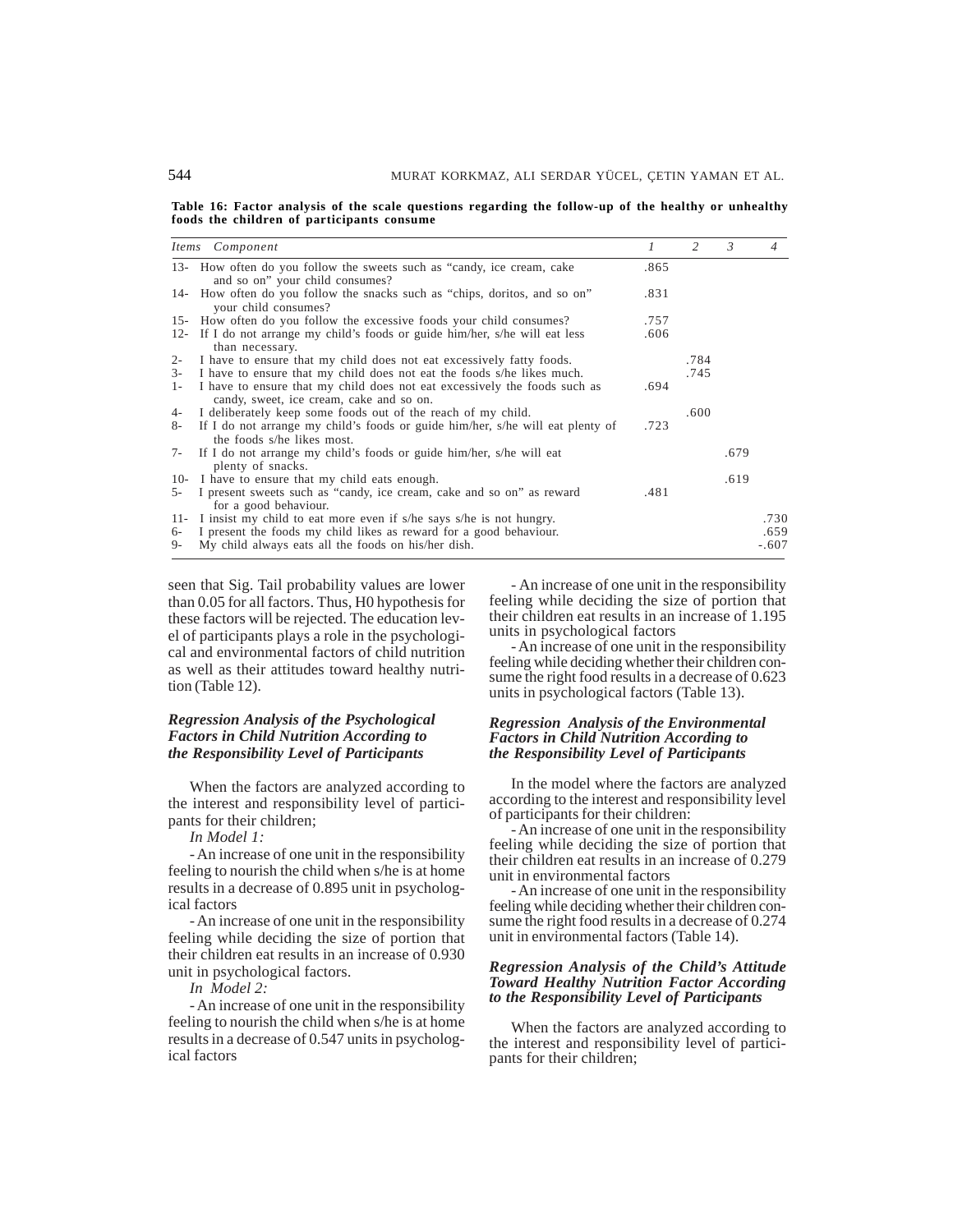**Table 16: Factor analysis of the scale questions regarding the follow-up of the healthy or unhealthy foods the children of participants consume**

| Items | Component | 1 | 2 | 3 | 4 |
|---|---|---|---|---|---|
| 13- | How often do you follow the sweets such as "candy, ice cream, cake and so on" your child consumes? | .865 | | | |
| 14- | How often do you follow the snacks such as "chips, doritos, and so on" your child consumes? | .831 | | | |
| 15- | How often do you follow the excessive foods your child consumes? | .757 | | | |
| 12- | If I do not arrange my child's foods or guide him/her, s/he will eat less than necessary. | .606 | | | |
| 2- | I have to ensure that my child does not eat excessively fatty foods. | | .784 | | |
| 3- | I have to ensure that my child does not eat the foods s/he likes much. | | .745 | | |
| 1- | I have to ensure that my child does not eat excessively the foods such as candy, sweet, ice cream, cake and so on. | .694 | | | |
| 4- | I deliberately keep some foods out of the reach of my child. | | .600 | | |
| 8- | If I do not arrange my child's foods or guide him/her, s/he will eat plenty of the foods s/he likes most. | .723 | | | |
| 7- | If I do not arrange my child's foods or guide him/her, s/he will eat plenty of snacks. | | | .679 | |
| 10- | I have to ensure that my child eats enough. | | | .619 | |
| 5- | I present sweets such as "candy, ice cream, cake and so on" as reward for a good behaviour. | .481 | | | |
| 11- | I insist my child to eat more even if s/he says s/he is not hungry. | | | | .730 |
| 6- | I present the foods my child likes as reward for a good behaviour. | | | | .659 |
| 9- | My child always eats all the foods on his/her dish. | | | | -.607 |

seen that Sig. Tail probability values are lower than 0.05 for all factors. Thus, H0 hypothesis for these factors will be rejected. The education level of participants plays a role in the psychological and environmental factors of child nutrition as well as their attitudes toward healthy nutrition (Table 12).

### *Regression Analysis of the Psychological Factors in Child Nutrition According to the Responsibility Level of Participants*

When the factors are analyzed according to the interest and responsibility level of participants for their children;

*In Model 1:*

- An increase of one unit in the responsibility feeling to nourish the child when s/he is at home results in a decrease of 0.895 unit in psychological factors

- An increase of one unit in the responsibility feeling while deciding the size of portion that their children eat results in an increase of 0.930 unit in psychological factors.

*In Model 2:*

- An increase of one unit in the responsibility feeling to nourish the child when s/he is at home results in a decrease of 0.547 units in psychological factors

- An increase of one unit in the responsibility feeling while deciding the size of portion that their children eat results in an increase of 1.195 units in psychological factors

- An increase of one unit in the responsibility feeling while deciding whether their children consume the right food results in a decrease of 0.623 units in psychological factors (Table 13).

### *Regression Analysis of the Environmental Factors in Child Nutrition According to the Responsibility Level of Participants*

In the model where the factors are analyzed according to the interest and responsibility level of participants for their children:

- An increase of one unit in the responsibility feeling while deciding the size of portion that their children eat results in an increase of 0.279 unit in environmental factors

- An increase of one unit in the responsibility feeling while deciding whether their children consume the right food results in a decrease of 0.274 unit in environmental factors (Table 14).

### *Regression Analysis of the Child's Attitude Toward Healthy Nutrition Factor According to the Responsibility Level of Participants*

When the factors are analyzed according to the interest and responsibility level of participants for their children;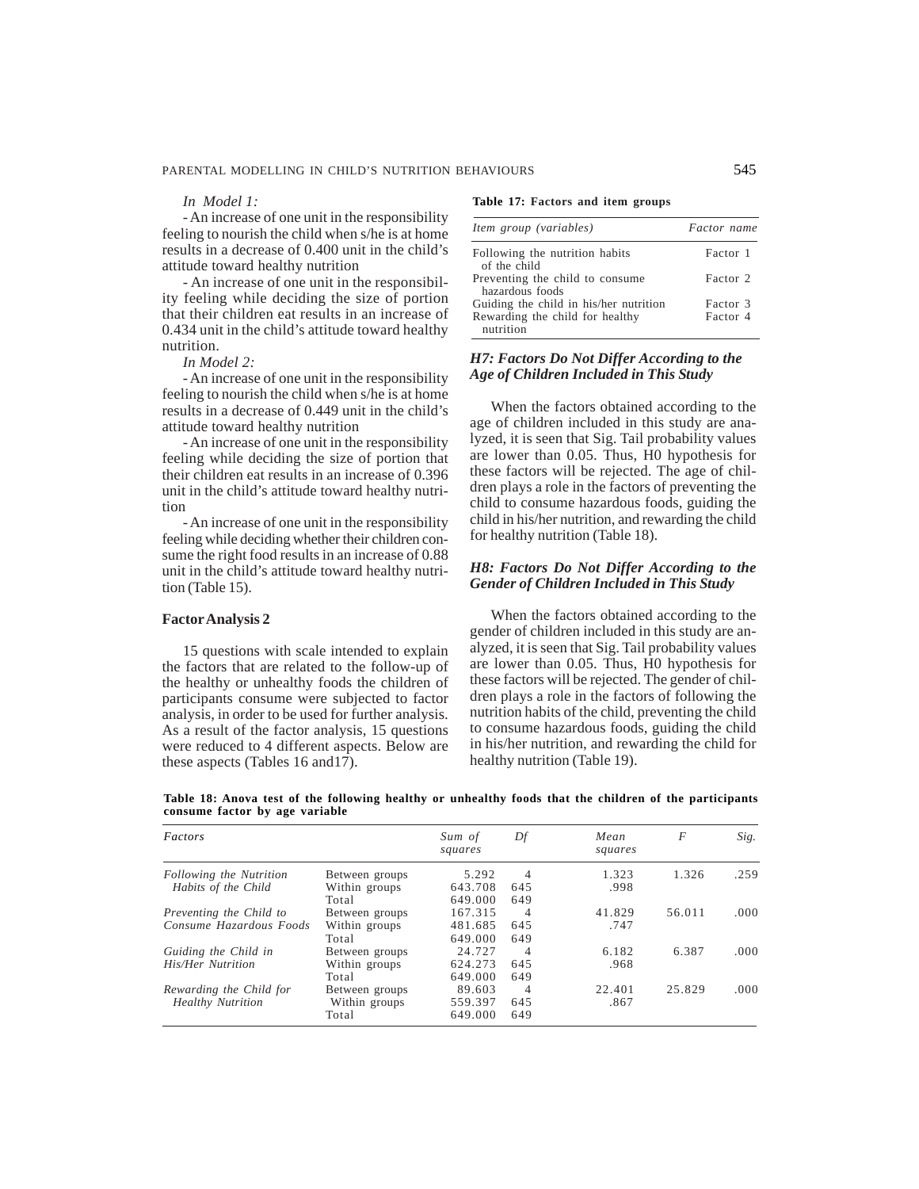*In Model 1:*

- An increase of one unit in the responsibility feeling to nourish the child when s/he is at home results in a decrease of 0.400 unit in the child's attitude toward healthy nutrition

- An increase of one unit in the responsibility feeling while deciding the size of portion that their children eat results in an increase of 0.434 unit in the child's attitude toward healthy nutrition.

*In Model 2:*

- An increase of one unit in the responsibility feeling to nourish the child when s/he is at home results in a decrease of 0.449 unit in the child's attitude toward healthy nutrition

- An increase of one unit in the responsibility feeling while deciding the size of portion that their children eat results in an increase of 0.396 unit in the child's attitude toward healthy nutrition

- An increase of one unit in the responsibility feeling while deciding whether their children consume the right food results in an increase of 0.88 unit in the child's attitude toward healthy nutrition (Table 15).

## Factor Analysis 2

15 questions with scale intended to explain the factors that are related to the follow-up of the healthy or unhealthy foods the children of participants consume were subjected to factor analysis, in order to be used for further analysis. As a result of the factor analysis, 15 questions were reduced to 4 different aspects. Below are these aspects (Tables 16 and17).

**Table 17: Factors and item groups**

| *Item group (variables)* | *Factor name* |
|---|---|
| Following the nutrition habits of the child | Factor 1 |
| Preventing the child to consume hazardous foods | Factor 2 |
| Guiding the child in his/her nutrition | Factor 3 |
| Rewarding the child for healthy nutrition | Factor 4 |

### *H7: Factors Do Not Differ According to the Age of Children Included in This Study*

When the factors obtained according to the age of children included in this study are analyzed, it is seen that Sig. Tail probability values are lower than 0.05. Thus, H0 hypothesis for these factors will be rejected. The age of children plays a role in the factors of preventing the child to consume hazardous foods, guiding the child in his/her nutrition, and rewarding the child for healthy nutrition (Table 18).

### *H8: Factors Do Not Differ According to the Gender of Children Included in This Study*

When the factors obtained according to the gender of children included in this study are analyzed, it is seen that Sig. Tail probability values are lower than 0.05. Thus, H0 hypothesis for these factors will be rejected. The gender of children plays a role in the factors of following the nutrition habits of the child, preventing the child to consume hazardous foods, guiding the child in his/her nutrition, and rewarding the child for healthy nutrition (Table 19).

**Table 18: Anova test of the following healthy or unhealthy foods that the children of the participants consume factor by age variable**

| *Factors* | | *Sum of squares* | *Df* | *Mean squares* | *F* | *Sig.* |
|---|---|---|---|---|---|---|
| *Following the Nutrition Habits of the Child* | Between groups | 5.292 | 4 | 1.323 | 1.326 | .259 |
| | Within groups | 643.708 | 645 | .998 | | |
| | Total | 649.000 | 649 | | | |
| *Preventing the Child to Consume Hazardous Foods* | Between groups | 167.315 | 4 | 41.829 | 56.011 | .000 |
| | Within groups | 481.685 | 645 | .747 | | |
| | Total | 649.000 | 649 | | | |
| *Guiding the Child in His/Her Nutrition* | Between groups | 24.727 | 4 | 6.182 | 6.387 | .000 |
| | Within groups | 624.273 | 645 | .968 | | |
| | Total | 649.000 | 649 | | | |
| *Rewarding the Child for Healthy Nutrition* | Between groups | 89.603 | 4 | 22.401 | 25.829 | .000 |
| | Within groups | 559.397 | 645 | .867 | | |
| | Total | 649.000 | 649 | | | |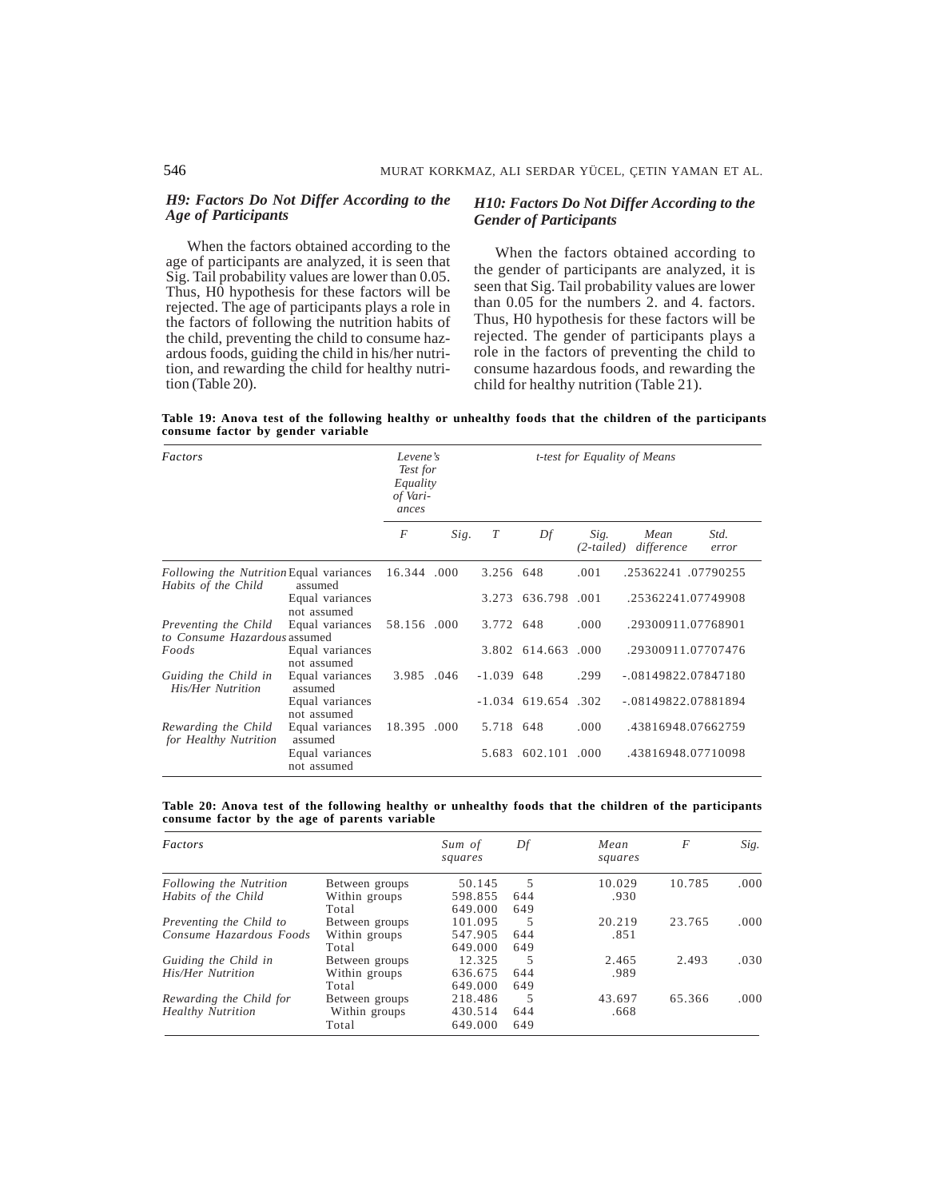### *H9: Factors Do Not Differ According to the Age of Participants*

When the factors obtained according to the age of participants are analyzed, it is seen that Sig. Tail probability values are lower than 0.05. Thus, H0 hypothesis for these factors will be rejected. The age of participants plays a role in the factors of following the nutrition habits of the child, preventing the child to consume hazardous foods, guiding the child in his/her nutrition, and rewarding the child for healthy nutrition (Table 20).

### *H10: Factors Do Not Differ According to the Gender of Participants*

When the factors obtained according to the gender of participants are analyzed, it is seen that Sig. Tail probability values are lower than 0.05 for the numbers 2. and 4. factors. Thus, H0 hypothesis for these factors will be rejected. The gender of participants plays a role in the factors of preventing the child to consume hazardous foods, and rewarding the child for healthy nutrition (Table 21).

**Table 19: Anova test of the following healthy or unhealthy foods that the children of the participants consume factor by gender variable**

| *Factors* | | *Levene's Test for Equality of Variances* | | *t-test for Equality of Means* | | | | |
|---|---|---|---|---|---|---|---|---|
| | | *F* | *Sig.* | *T* | *Df* | *Sig. (2-tailed)* | *Mean difference* | *Std. error* |
| *Following the Nutrition Habits of the Child* | Equal variances assumed | 16.344 | .000 | 3.256 | 648 | .001 | .25362241 | .07790255 |
| | Equal variances not assumed | | | 3.273 | 636.798 | .001 | .25362241 | .07749908 |
| *Preventing the Child to Consume Hazardous Foods* | Equal variances assumed | 58.156 | .000 | 3.772 | 648 | .000 | .29300911 | .07768901 |
| | Equal variances not assumed | | | 3.802 | 614.663 | .000 | .29300911 | .07707476 |
| *Guiding the Child in His/Her Nutrition* | Equal variances assumed | 3.985 | .046 | -1.039 | 648 | .299 | -.08149822 | .07847180 |
| | Equal variances not assumed | | | -1.034 | 619.654 | .302 | -.08149822 | .07881894 |
| *Rewarding the Child for Healthy Nutrition* | Equal variances assumed | 18.395 | .000 | 5.718 | 648 | .000 | .43816948 | .07662759 |
| | Equal variances not assumed | | | 5.683 | 602.101 | .000 | .43816948 | .07710098 |

**Table 20: Anova test of the following healthy or unhealthy foods that the children of the participants consume factor by the age of parents variable**

| *Factors* | | *Sum of squares* | *Df* | *Mean squares* | *F* | *Sig.* |
|---|---|---|---|---|---|---|
| *Following the Nutrition Habits of the Child* | Between groups | 50.145 | 5 | 10.029 | 10.785 | .000 |
| | Within groups | 598.855 | 644 | .930 | | |
| | Total | 649.000 | 649 | | | |
| *Preventing the Child to Consume Hazardous Foods* | Between groups | 101.095 | 5 | 20.219 | 23.765 | .000 |
| | Within groups | 547.905 | 644 | .851 | | |
| | Total | 649.000 | 649 | | | |
| *Guiding the Child in His/Her Nutrition* | Between groups | 12.325 | 5 | 2.465 | 2.493 | .030 |
| | Within groups | 636.675 | 644 | .989 | | |
| | Total | 649.000 | 649 | | | |
| *Rewarding the Child for Healthy Nutrition* | Between groups | 218.486 | 5 | 43.697 | 65.366 | .000 |
| | Within groups | 430.514 | 644 | .668 | | |
| | Total | 649.000 | 649 | | | |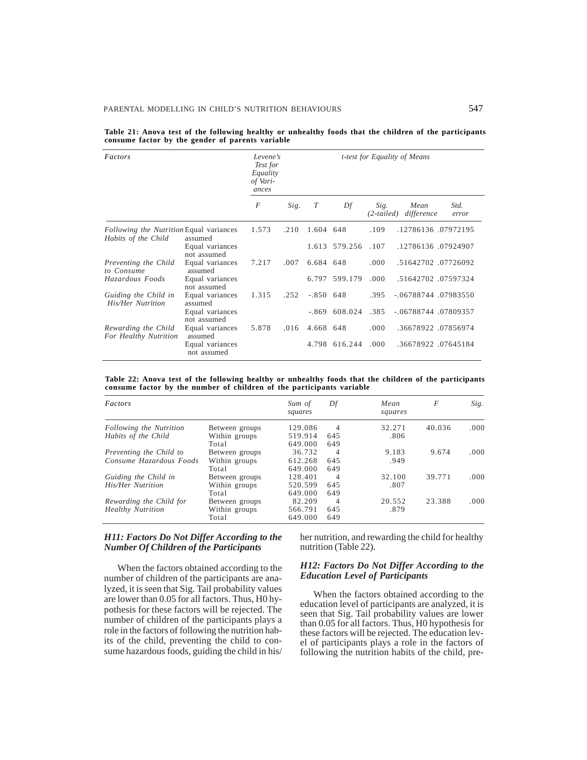**Table 21: Anova test of the following healthy or unhealthy foods that the children of the participants consume factor by the gender of parents variable**

| *Factors* | | *Levene's Test for Equality of Variances* | | *t-test for Equality of Means* | | | | |
|---|---|---|---|---|---|---|---|---|
| | | *F* | *Sig.* | *T* | *Df* | *Sig. (2-tailed)* | *Mean difference* | *Std. error* |
| *Following the Nutrition Habits of the Child* | Equal variances assumed | 1.573 | .210 | 1.604 | 648 | .109 | .12786136 | .07972195 |
| | Equal variances not assumed | | | 1.613 | 579.256 | .107 | .12786136 | .07924907 |
| *Preventing the Child to Consume Hazardous Foods* | Equal variances assumed | 7.217 | .007 | 6.684 | 648 | .000 | .51642702 | .07726092 |
| | Equal variances not assumed | | | 6.797 | 599.179 | .000 | .51642702 | .07597324 |
| *Guiding the Child in His/Her Nutrition* | Equal variances assumed | 1.315 | .252 | -.850 | 648 | .395 | -.06788744 | .07983550 |
| | Equal variances not assumed | | | -.869 | 608.024 | .385 | -.06788744 | .07809357 |
| *Rewarding the Child For Healthy Nutrition* | Equal variances assumed | 5.878 | .016 | 4.668 | 648 | .000 | .36678922 | .07856974 |
| | Equal variances not assumed | | | 4.798 | 616.244 | .000 | .36678922 | .07645184 |

**Table 22: Anova test of the following healthy or unhealthy foods that the children of the participants consume factor by the number of children of the participants variable**

| *Factors* | | *Sum of squares* | *Df* | *Mean squares* | *F* | *Sig.* |
|---|---|---|---|---|---|---|
| *Following the Nutrition Habits of the Child* | Between groups | 129.086 | 4 | 32.271 | 40.036 | .000 |
| | Within groups | 519.914 | 645 | .806 | | |
| | Total | 649.000 | 649 | | | |
| *Preventing the Child to Consume Hazardous Foods* | Between groups | 36.732 | 4 | 9.183 | 9.674 | .000 |
| | Within groups | 612.268 | 645 | .949 | | |
| | Total | 649.000 | 649 | | | |
| *Guiding the Child in His/Her Nutrition* | Between groups | 128.401 | 4 | 32.100 | 39.771 | .000 |
| | Within groups | 520.599 | 645 | .807 | | |
| | Total | 649.000 | 649 | | | |
| *Rewarding the Child for Healthy Nutrition* | Between groups | 82.209 | 4 | 20.552 | 23.388 | .000 |
| | Within groups | 566.791 | 645 | .879 | | |
| | Total | 649.000 | 649 | | | |

### *H11: Factors Do Not Differ According to the Number Of Children of the Participants*

When the factors obtained according to the number of children of the participants are analyzed, it is seen that Sig. Tail probability values are lower than 0.05 for all factors. Thus, H0 hypothesis for these factors will be rejected. The number of children of the participants plays a role in the factors of following the nutrition habits of the child, preventing the child to consume hazardous foods, guiding the child in his/her nutrition, and rewarding the child for healthy nutrition (Table 22).

### *H12: Factors Do Not Differ According to the Education Level of Participants*

When the factors obtained according to the education level of participants are analyzed, it is seen that Sig. Tail probability values are lower than 0.05 for all factors. Thus, H0 hypothesis for these factors will be rejected. The education level of participants plays a role in the factors of following the nutrition habits of the child, pre-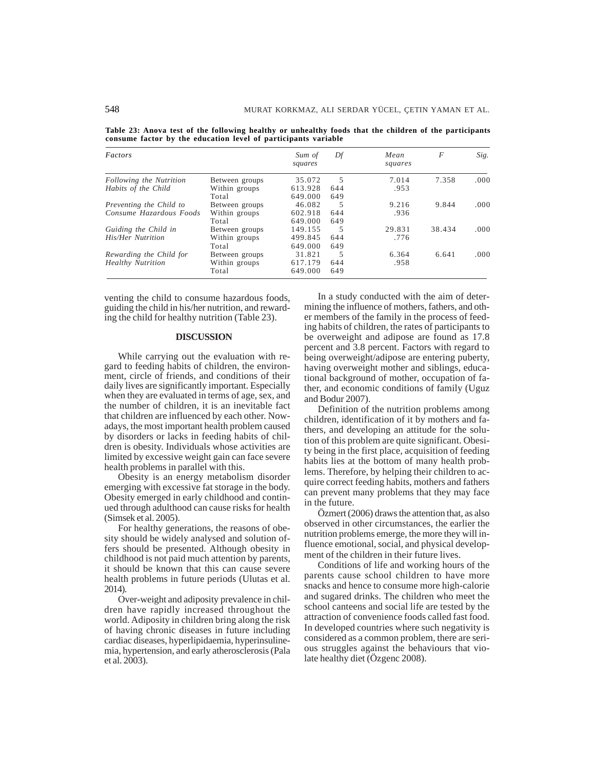**Table 23: Anova test of the following healthy or unhealthy foods that the children of the participants consume factor by the education level of participants variable**

| *Factors* | | *Sum of squares* | *Df* | *Mean squares* | *F* | *Sig.* |
|---|---|---|---|---|---|---|
| *Following the Nutrition Habits of the Child* | Between groups | 35.072 | 5 | 7.014 | 7.358 | .000 |
| | Within groups | 613.928 | 644 | .953 | | |
| | Total | 649.000 | 649 | | | |
| *Preventing the Child to Consume Hazardous Foods* | Between groups | 46.082 | 5 | 9.216 | 9.844 | .000 |
| | Within groups | 602.918 | 644 | .936 | | |
| | Total | 649.000 | 649 | | | |
| *Guiding the Child in His/Her Nutrition* | Between groups | 149.155 | 5 | 29.831 | 38.434 | .000 |
| | Within groups | 499.845 | 644 | .776 | | |
| | Total | 649.000 | 649 | | | |
| *Rewarding the Child for Healthy Nutrition* | Between groups | 31.821 | 5 | 6.364 | 6.641 | .000 |
| | Within groups | 617.179 | 644 | .958 | | |
| | Total | 649.000 | 649 | | | |

venting the child to consume hazardous foods, guiding the child in his/her nutrition, and rewarding the child for healthy nutrition (Table 23).

## DISCUSSION

While carrying out the evaluation with regard to feeding habits of children, the environment, circle of friends, and conditions of their daily lives are significantly important. Especially when they are evaluated in terms of age, sex, and the number of children, it is an inevitable fact that children are influenced by each other. Nowadays, the most important health problem caused by disorders or lacks in feeding habits of children is obesity. Individuals whose activities are limited by excessive weight gain can face severe health problems in parallel with this.

Obesity is an energy metabolism disorder emerging with excessive fat storage in the body. Obesity emerged in early childhood and continued through adulthood can cause risks for health (Simsek et al. 2005).

For healthy generations, the reasons of obesity should be widely analysed and solution offers should be presented. Although obesity in childhood is not paid much attention by parents, it should be known that this can cause severe health problems in future periods (Ulutas et al. 2014).

Over-weight and adiposity prevalence in children have rapidly increased throughout the world. Adiposity in children bring along the risk of having chronic diseases in future including cardiac diseases, hyperlipidaemia, hyperinsulinemia, hypertension, and early atherosclerosis (Pala et al. 2003).

In a study conducted with the aim of determining the influence of mothers, fathers, and other members of the family in the process of feeding habits of children, the rates of participants to be overweight and adipose are found as 17.8 percent and 3.8 percent. Factors with regard to being overweight/adipose are entering puberty, having overweight mother and siblings, educational background of mother, occupation of father, and economic conditions of family (Uguz and Bodur 2007).

Definition of the nutrition problems among children, identification of it by mothers and fathers, and developing an attitude for the solution of this problem are quite significant. Obesity being in the first place, acquisition of feeding habits lies at the bottom of many health problems. Therefore, by helping their children to acquire correct feeding habits, mothers and fathers can prevent many problems that they may face in the future.

Özmert (2006) draws the attention that, as also observed in other circumstances, the earlier the nutrition problems emerge, the more they will influence emotional, social, and physical development of the children in their future lives.

Conditions of life and working hours of the parents cause school children to have more snacks and hence to consume more high-calorie and sugared drinks. The children who meet the school canteens and social life are tested by the attraction of convenience foods called fast food. In developed countries where such negativity is considered as a common problem, there are serious struggles against the behaviours that violate healthy diet (Özgenc 2008).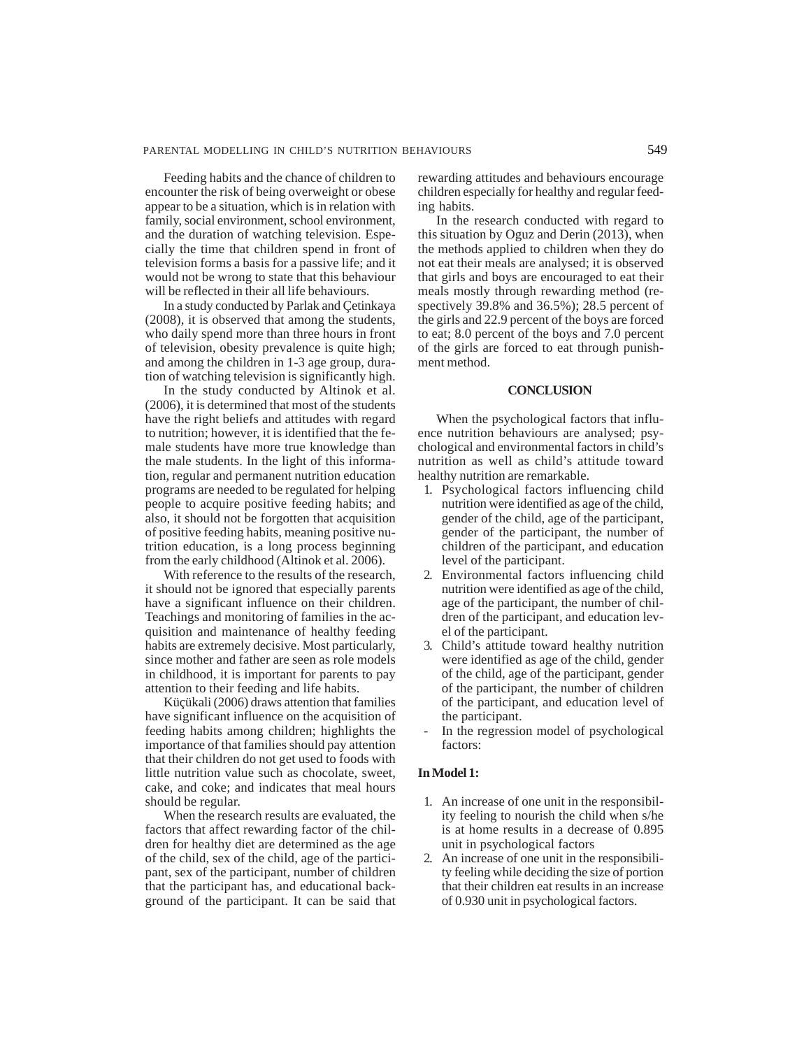Feeding habits and the chance of children to encounter the risk of being overweight or obese appear to be a situation, which is in relation with family, social environment, school environment, and the duration of watching television. Especially the time that children spend in front of television forms a basis for a passive life; and it would not be wrong to state that this behaviour will be reflected in their all life behaviours.

In a study conducted by Parlak and Çetinkaya (2008), it is observed that among the students, who daily spend more than three hours in front of television, obesity prevalence is quite high; and among the children in 1-3 age group, duration of watching television is significantly high.

In the study conducted by Altinok et al. (2006), it is determined that most of the students have the right beliefs and attitudes with regard to nutrition; however, it is identified that the female students have more true knowledge than the male students. In the light of this information, regular and permanent nutrition education programs are needed to be regulated for helping people to acquire positive feeding habits; and also, it should not be forgotten that acquisition of positive feeding habits, meaning positive nutrition education, is a long process beginning from the early childhood (Altinok et al. 2006).

With reference to the results of the research, it should not be ignored that especially parents have a significant influence on their children. Teachings and monitoring of families in the acquisition and maintenance of healthy feeding habits are extremely decisive. Most particularly, since mother and father are seen as role models in childhood, it is important for parents to pay attention to their feeding and life habits.

Küçükali (2006) draws attention that families have significant influence on the acquisition of feeding habits among children; highlights the importance of that families should pay attention that their children do not get used to foods with little nutrition value such as chocolate, sweet, cake, and coke; and indicates that meal hours should be regular.

When the research results are evaluated, the factors that affect rewarding factor of the children for healthy diet are determined as the age of the child, sex of the child, age of the participant, sex of the participant, number of children that the participant has, and educational background of the participant. It can be said that rewarding attitudes and behaviours encourage children especially for healthy and regular feeding habits.

In the research conducted with regard to this situation by Oguz and Derin (2013), when the methods applied to children when they do not eat their meals are analysed; it is observed that girls and boys are encouraged to eat their meals mostly through rewarding method (respectively 39.8% and 36.5%); 28.5 percent of the girls and 22.9 percent of the boys are forced to eat; 8.0 percent of the boys and 7.0 percent of the girls are forced to eat through punishment method.

## CONCLUSION

When the psychological factors that influence nutrition behaviours are analysed; psychological and environmental factors in child's nutrition as well as child's attitude toward healthy nutrition are remarkable.

1. Psychological factors influencing child nutrition were identified as age of the child, gender of the child, age of the participant, gender of the participant, the number of children of the participant, and education level of the participant.
2. Environmental factors influencing child nutrition were identified as age of the child, age of the participant, the number of children of the participant, and education level of the participant.
3. Child's attitude toward healthy nutrition were identified as age of the child, gender of the child, age of the participant, gender of the participant, the number of children of the participant, and education level of the participant.

- In the regression model of psychological factors:

**In Model 1:**

1. An increase of one unit in the responsibility feeling to nourish the child when s/he is at home results in a decrease of 0.895 unit in psychological factors
2. An increase of one unit in the responsibility feeling while deciding the size of portion that their children eat results in an increase of 0.930 unit in psychological factors.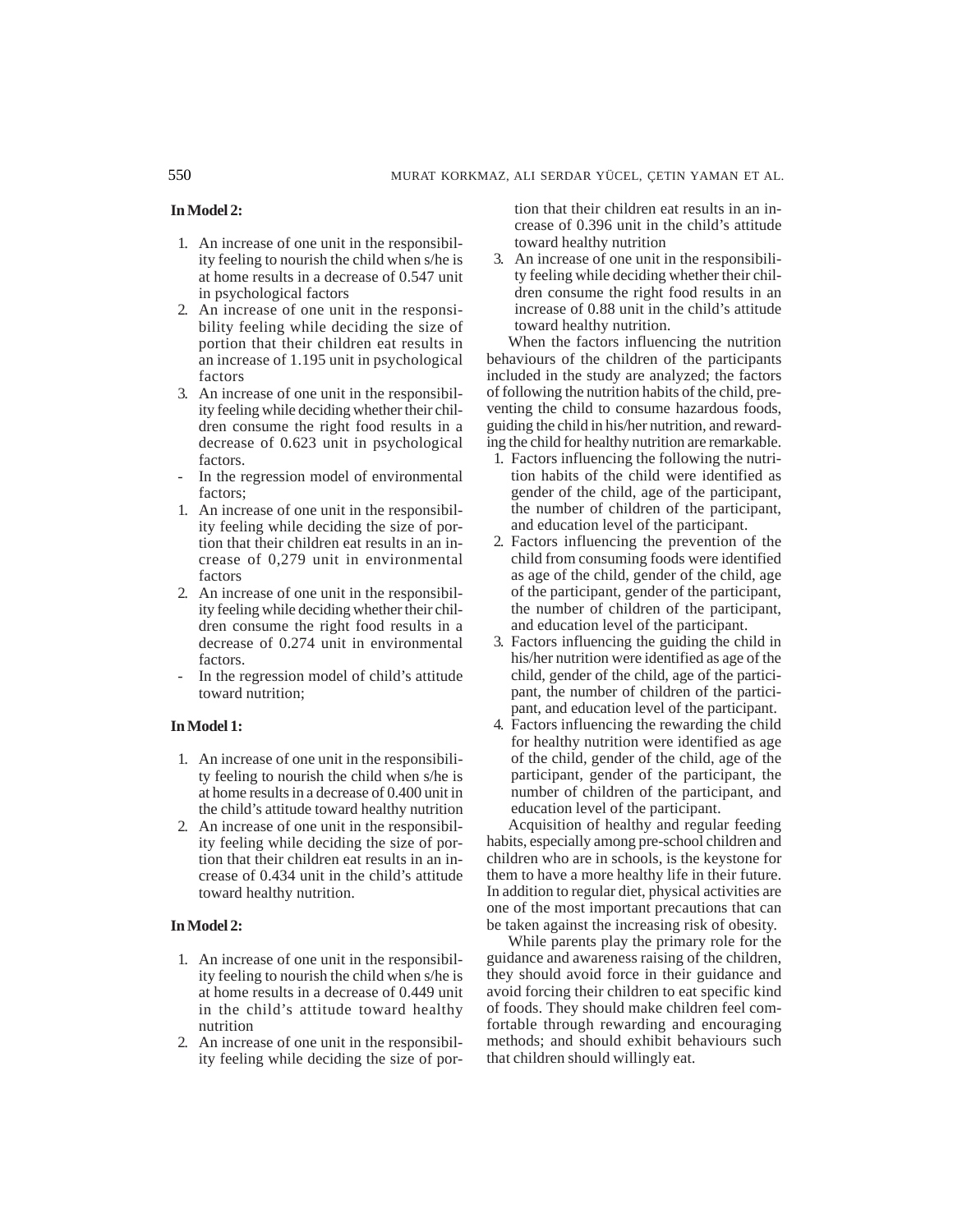**In Model 2:**

1. An increase of one unit in the responsibility feeling to nourish the child when s/he is at home results in a decrease of 0.547 unit in psychological factors
2. An increase of one unit in the responsibility feeling while deciding the size of portion that their children eat results in an increase of 1.195 unit in psychological factors
3. An increase of one unit in the responsibility feeling while deciding whether their children consume the right food results in a decrease of 0.623 unit in psychological factors.

- In the regression model of environmental factors;

1. An increase of one unit in the responsibility feeling while deciding the size of portion that their children eat results in an increase of 0,279 unit in environmental factors
2. An increase of one unit in the responsibility feeling while deciding whether their children consume the right food results in a decrease of 0.274 unit in environmental factors.

- In the regression model of child's attitude toward nutrition;

**In Model 1:**

1. An increase of one unit in the responsibility feeling to nourish the child when s/he is at home results in a decrease of 0.400 unit in the child's attitude toward healthy nutrition
2. An increase of one unit in the responsibility feeling while deciding the size of portion that their children eat results in an increase of 0.434 unit in the child's attitude toward healthy nutrition.

**In Model 2:**

1. An increase of one unit in the responsibility feeling to nourish the child when s/he is at home results in a decrease of 0.449 unit in the child's attitude toward healthy nutrition
2. An increase of one unit in the responsibility feeling while deciding the size of portion that their children eat results in an increase of 0.396 unit in the child's attitude toward healthy nutrition
3. An increase of one unit in the responsibility feeling while deciding whether their children consume the right food results in an increase of 0.88 unit in the child's attitude toward healthy nutrition.

When the factors influencing the nutrition behaviours of the children of the participants included in the study are analyzed; the factors of following the nutrition habits of the child, preventing the child to consume hazardous foods, guiding the child in his/her nutrition, and rewarding the child for healthy nutrition are remarkable.

1. Factors influencing the following the nutrition habits of the child were identified as gender of the child, age of the participant, the number of children of the participant, and education level of the participant.
2. Factors influencing the prevention of the child from consuming foods were identified as age of the child, gender of the child, age of the participant, gender of the participant, the number of children of the participant, and education level of the participant.
3. Factors influencing the guiding the child in his/her nutrition were identified as age of the child, gender of the child, age of the participant, the number of children of the participant, and education level of the participant.
4. Factors influencing the rewarding the child for healthy nutrition were identified as age of the child, gender of the child, age of the participant, gender of the participant, the number of children of the participant, and education level of the participant.

Acquisition of healthy and regular feeding habits, especially among pre-school children and children who are in schools, is the keystone for them to have a more healthy life in their future. In addition to regular diet, physical activities are one of the most important precautions that can be taken against the increasing risk of obesity.

While parents play the primary role for the guidance and awareness raising of the children, they should avoid force in their guidance and avoid forcing their children to eat specific kind of foods. They should make children feel comfortable through rewarding and encouraging methods; and should exhibit behaviours such that children should willingly eat.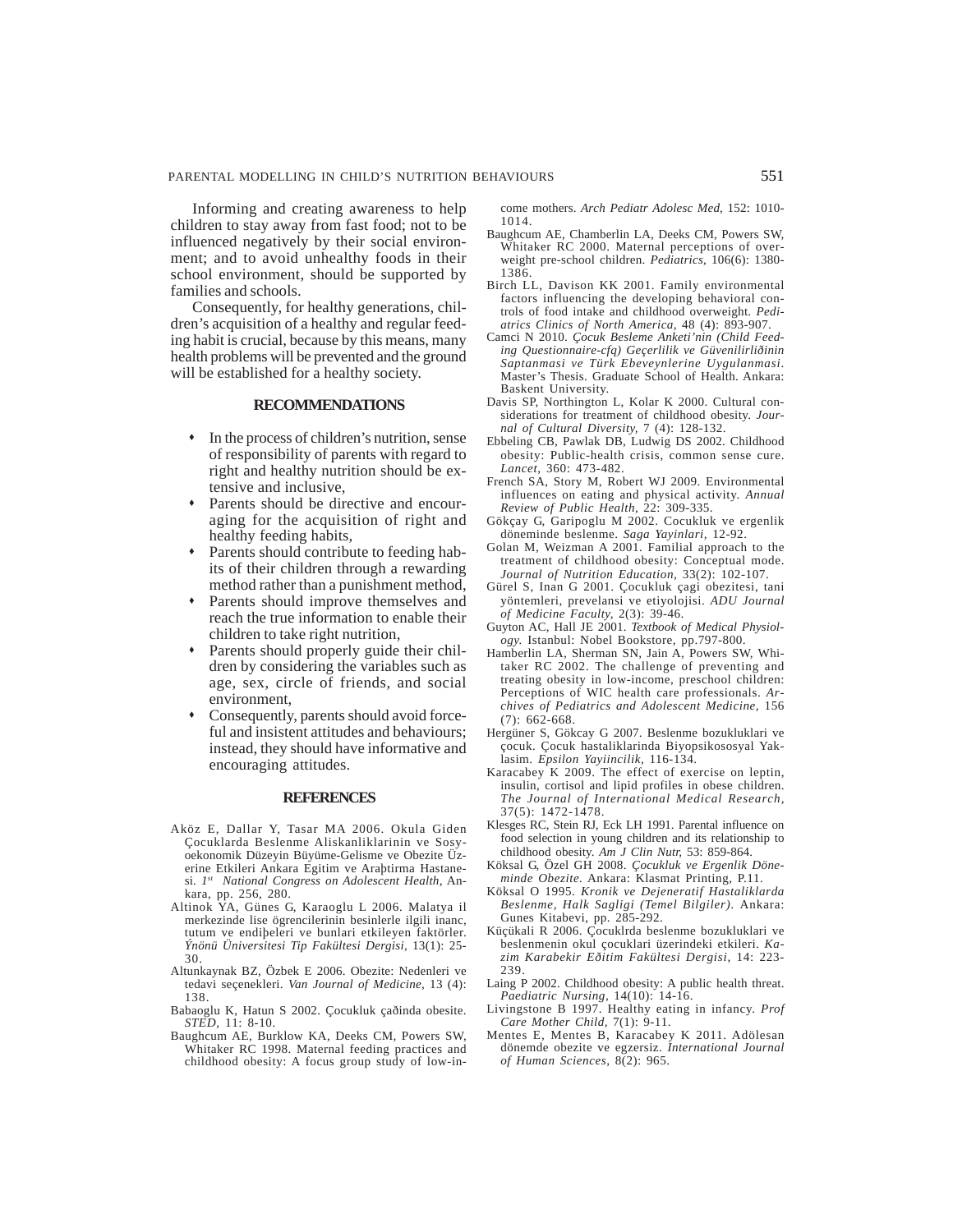Informing and creating awareness to help children to stay away from fast food; not to be influenced negatively by their social environment; and to avoid unhealthy foods in their school environment, should be supported by families and schools.

Consequently, for healthy generations, children's acquisition of a healthy and regular feeding habit is crucial, because by this means, many health problems will be prevented and the ground will be established for a healthy society.

## RECOMMENDATIONS

- In the process of children's nutrition, sense of responsibility of parents with regard to right and healthy nutrition should be extensive and inclusive,
- Parents should be directive and encouraging for the acquisition of right and healthy feeding habits,
- Parents should contribute to feeding habits of their children through a rewarding method rather than a punishment method,
- Parents should improve themselves and reach the true information to enable their children to take right nutrition,
- Parents should properly guide their children by considering the variables such as age, sex, circle of friends, and social environment,
- Consequently, parents should avoid forceful and insistent attitudes and behaviours; instead, they should have informative and encouraging attitudes.

## REFERENCES

Aköz E, Dallar Y, Tasar MA 2006. Okula Giden Çocuklarda Beslenme Aliskanliklarinin ve Sosyoekonomik Düzeyin Büyüme-Gelisme ve Obezite Üzerine Etkileri Ankara Egitim ve Araþtirma Hastanesi. *1st National Congress on Adolescent Health*, Ankara, pp. 256, 280.

Altinok YA, Günes G, Karaoglu L 2006. Malatya il merkezinde lise ögrencilerinin besinlerle ilgili inanc, tutum ve endiþeleri ve bunlari etkileyen faktörler. *Ýnönü Üniversitesi Tip Fakültesi Dergisi*, 13(1): 25-30.

Altunkaynak BZ, Özbek E 2006. Obezite: Nedenleri ve tedavi seçenekleri. *Van Journal of Medicine*, 13 (4): 138.

Babaoglu K, Hatun S 2002. Çocukluk çaðinda obesite. *STED*, 11: 8-10.

Baughcum AE, Burklow KA, Deeks CM, Powers SW, Whitaker RC 1998. Maternal feeding practices and childhood obesity: A focus group study of low-income mothers. *Arch Pediatr Adolesc Med*, 152: 1010-1014.

Baughcum AE, Chamberlin LA, Deeks CM, Powers SW, Whitaker RC 2000. Maternal perceptions of overweight pre-school children. *Pediatrics*, 106(6): 1380-1386.

Birch LL, Davison KK 2001. Family environmental factors influencing the developing behavioral controls of food intake and childhood overweight. *Pediatrics Clinics of North America*, 48 (4): 893-907.

Camci N 2010. *Çocuk Besleme Anketi'nin (Child Feeding Questionnaire-cfq) Geçerlilik ve Güvenilirliðinin Saptanmasi ve Türk Ebeveynlerine Uygulanmasi*. Master's Thesis. Graduate School of Health. Ankara: Baskent University.

Davis SP, Northington L, Kolar K 2000. Cultural considerations for treatment of childhood obesity. *Journal of Cultural Diversity*, 7 (4): 128-132.

Ebbeling CB, Pawlak DB, Ludwig DS 2002. Childhood obesity: Public-health crisis, common sense cure. *Lancet*, 360: 473-482.

French SA, Story M, Robert WJ 2009. Environmental influences on eating and physical activity. *Annual Review of Public Health*, 22: 309-335.

Gökçay G, Garipoglu M 2002. Cocukluk ve ergenlik döneminde beslenme. *Saga Yayinlari*, 12-92.

Golan M, Weizman A 2001. Familial approach to the treatment of childhood obesity: Conceptual mode. *Journal of Nutrition Education*, 33(2): 102-107.

Gürel S, Inan G 2001. Çocukluk çagi obezitesi, tani yöntemleri, prevelansi ve etiyolojisi. *ADU Journal of Medicine Faculty*, 2(3): 39-46.

Guyton AC, Hall JE 2001. *Textbook of Medical Physiology*. Istanbul: Nobel Bookstore, pp.797-800.

Hamberlin LA, Sherman SN, Jain A, Powers SW, Whitaker RC 2002. The challenge of preventing and treating obesity in low-income, preschool children: Perceptions of WIC health care professionals. *Archives of Pediatrics and Adolescent Medicine*, 156 (7): 662-668.

Hergüner S, Gökcay G 2007. Beslenme bozukluklari ve çocuk. Çocuk hastaliklarinda Biyopsikososyal Yaklasim. *Epsilon Yayiincilik*, 116-134.

Karacabey K 2009. The effect of exercise on leptin, insulin, cortisol and lipid profiles in obese children. *The Journal of International Medical Research*, 37(5): 1472-1478.

Klesges RC, Stein RJ, Eck LH 1991. Parental influence on food selection in young children and its relationship to childhood obesity. *Am J Clin Nutr*, 53: 859-864.

Köksal G, Özel GH 2008. *Çocukluk ve Ergenlik Döneminde Obezite*. Ankara: Klasmat Printing, P.11.

Köksal O 1995. *Kronik ve Dejeneratif Hastaliklarda Beslenme, Halk Sagligi (Temel Bilgiler)*. Ankara: Gunes Kitabevi, pp. 285-292.

Küçükali R 2006. Çocuklrda beslenme bozukluklari ve beslenmenin okul çocuklari üzerindeki etkileri. *Kazim Karabekir Eðitim Fakültesi Dergisi*, 14: 223-239.

Laing P 2002. Childhood obesity: A public health threat. *Paediatric Nursing*, 14(10): 14-16.

Livingstone B 1997. Healthy eating in infancy. *Prof Care Mother Child*, 7(1): 9-11.

Mentes E, Mentes B, Karacabey K 2011. Adölesan dönemde obezite ve egzersiz. *International Journal of Human Sciences*, 8(2): 965.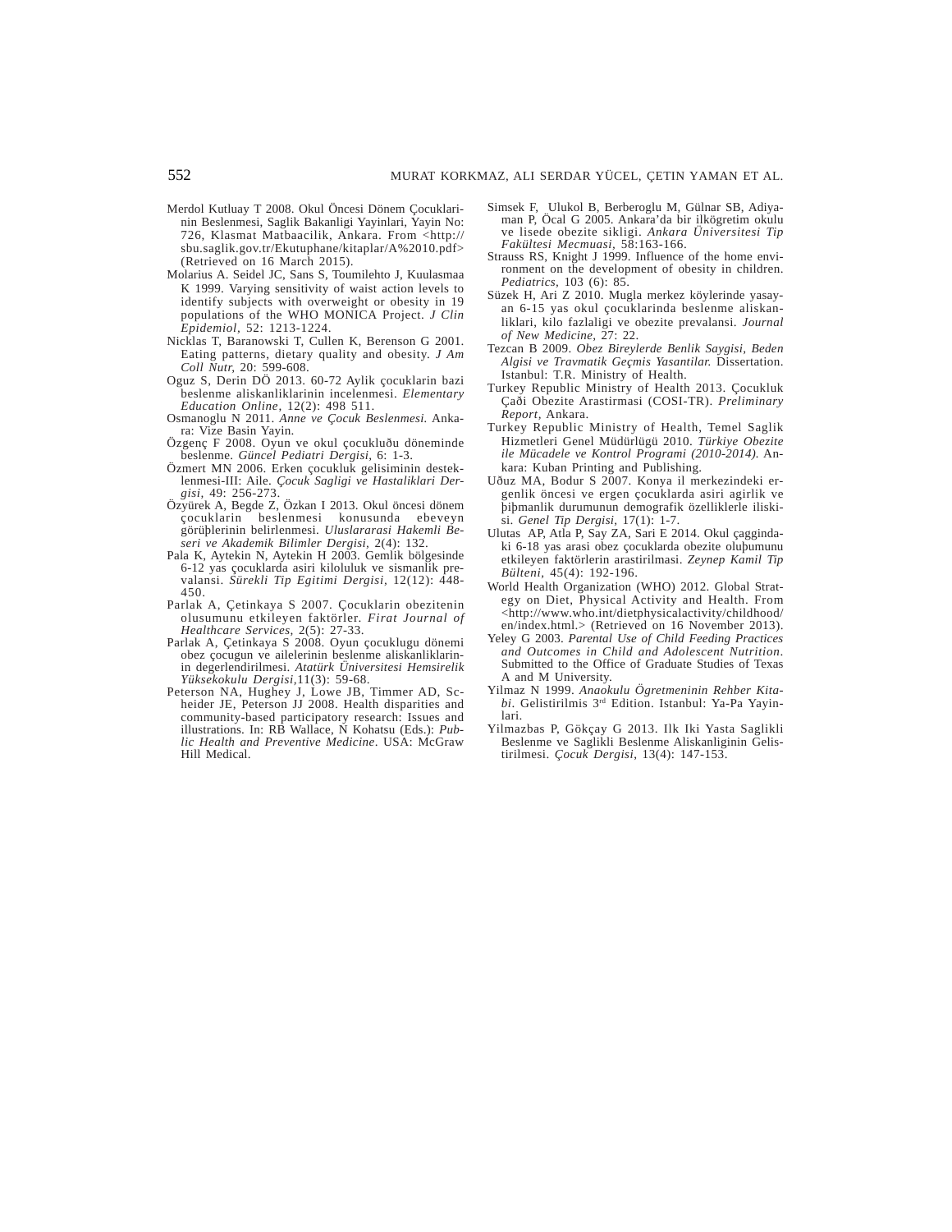Merdol Kutluay T 2008. Okul Öncesi Dönem Çocuklarinin Beslenmesi, Saglik Bakanligi Yayinlari, Yayin No: 726, Klasmat Matbaacilik, Ankara. From <http://sbu.saglik.gov.tr/Ekutuphane/kitaplar/A%2010.pdf> (Retrieved on 16 March 2015).

Molarius A. Seidel JC, Sans S, Toumilehto J, Kuulasmaa K 1999. Varying sensitivity of waist action levels to identify subjects with overweight or obesity in 19 populations of the WHO MONICA Project. *J Clin Epidemiol,* 52: 1213-1224.

Nicklas T, Baranowski T, Cullen K, Berenson G 2001. Eating patterns, dietary quality and obesity. *J Am Coll Nutr,* 20: 599-608.

Oguz S, Derin DÖ 2013. 60-72 Aylik çocuklarin bazi beslenme aliskanliklarinin incelenmesi. *Elementary Education Online*, 12(2): 498 511.

Osmanoglu N 2011. *Anne ve Çocuk Beslenmesi.* Ankara: Vize Basin Yayin.

Özgenç F 2008. Oyun ve okul çocukluðu döneminde beslenme. *Güncel Pediatri Dergisi,* 6: 1-3.

Özmert MN 2006. Erken çocukluk gelisiminin desteklenmesi-III: Aile. *Çocuk Sagligi ve Hastaliklari Dergisi,* 49: 256-273.

Özyürek A, Begde Z, Özkan I 2013. Okul öncesi dönem çocuklarin beslenmesi konusunda ebeveyn görüþlerinin belirlenmesi. *Uluslararasi Hakemli Beseri ve Akademik Bilimler Dergisi,* 2(4): 132.

Pala K, Aytekin N, Aytekin H 2003. Gemlik bölgesinde 6-12 yas çocuklarda asiri kiloluluk ve sismanlik prevalansi. *Sürekli Tip Egitimi Dergisi*, 12(12): 448-450.

Parlak A, Çetinkaya S 2007. Çocuklarin obezitenin olusumunu etkileyen faktörler. *Firat Journal of Healthcare Services,* 2(5): 27-33.

Parlak A, Çetinkaya S 2008. Oyun çocuklugu dönemi obez çocugun ve ailelerinin beslenme aliskanliklarinin degerlendirilmesi. *Atatürk Üniversitesi Hemsirelik Yüksekokulu Dergisi,*11(3): 59-68.

Peterson NA, Hughey J, Lowe JB, Timmer AD, Scheider JE, Peterson JJ 2008. Health disparities and community-based participatory research: Issues and illustrations. In: RB Wallace, N Kohatsu (Eds.): *Public Health and Preventive Medicine*. USA: McGraw Hill Medical.

Simsek F, Ulukol B, Berberoglu M, Gülnar SB, Adiyaman P, Öcal G 2005. Ankara'da bir ilkögretim okulu ve lisede obezite sikligi. *Ankara Üniversitesi Tip Fakültesi Mecmuasi*, 58:163-166.

Strauss RS, Knight J 1999. Influence of the home environment on the development of obesity in children. *Pediatrics,* 103 (6): 85.

Süzek H, Ari Z 2010. Mugla merkez köylerinde yasayan 6-15 yas okul çocuklarinda beslenme aliskanliklari, kilo fazlaligi ve obezite prevalansi. *Journal of New Medicine,* 27: 22.

Tezcan B 2009. *Obez Bireylerde Benlik Saygisi, Beden Algisi ve Travmatik Geçmis Yasantilar.* Dissertation. Istanbul: T.R. Ministry of Health.

Turkey Republic Ministry of Health 2013. Çocukluk Çaði Obezite Arastirmasi (COSI-TR). *Preliminary Report,* Ankara.

Turkey Republic Ministry of Health, Temel Saglik Hizmetleri Genel Müdürlügü 2010. *Türkiye Obezite ile Mücadele ve Kontrol Programi (2010-2014).* Ankara: Kuban Printing and Publishing.

Uðuz MA, Bodur S 2007. Konya il merkezindeki ergenlik öncesi ve ergen çocuklarda asiri agirlik ve þiþmanlik durumunun demografik özelliklerle iliskisi. *Genel Tip Dergisi,* 17(1): 1-7.

Ulutas AP, Atla P, Say ZA, Sari E 2014. Okul çaggindaki 6-18 yas arasi obez çocuklarda obezite oluþumunu etkileyen faktörlerin arastirilmasi. *Zeynep Kamil Tip Bülteni,* 45(4): 192-196.

World Health Organization (WHO) 2012. Global Strategy on Diet, Physical Activity and Health. From <http://www.who.int/dietphysicalactivity/childhood/en/index.html.> (Retrieved on 16 November 2013).

Yeley G 2003. *Parental Use of Child Feeding Practices and Outcomes in Child and Adolescent Nutrition*. Submitted to the Office of Graduate Studies of Texas A and M University.

Yilmaz N 1999. *Anaokulu Ögretmeninin Rehber Kitabi*. Gelistirilmis 3rd Edition. Istanbul: Ya-Pa Yayinlari.

Yilmazbas P, Gökçay G 2013. Ilk Iki Yasta Saglikli Beslenme ve Saglikli Beslenme Aliskanliginin Gelistirilmesi. *Çocuk Dergisi,* 13(4): 147-153.